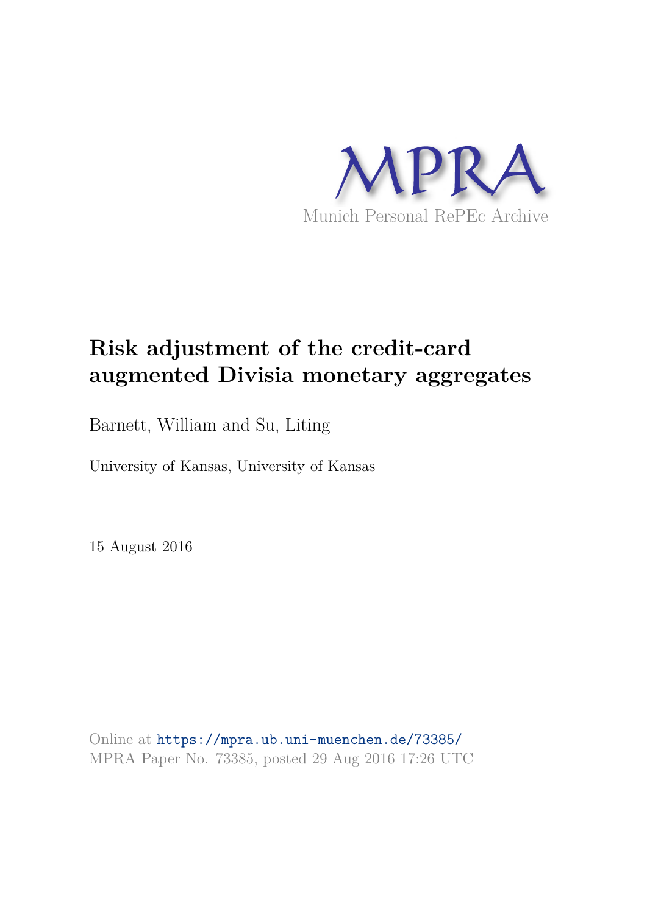MPRA

Munich Personal RePEc Archive

# Risk adjustment of the credit-card augmented Divisia monetary aggregates

Barnett, William and Su, Liting

University of Kansas, University of Kansas

15 August 2016

Online at https://mpra.ub.uni-muenchen.de/73385/
MPRA Paper No. 73385, posted 29 Aug 2016 17:26 UTC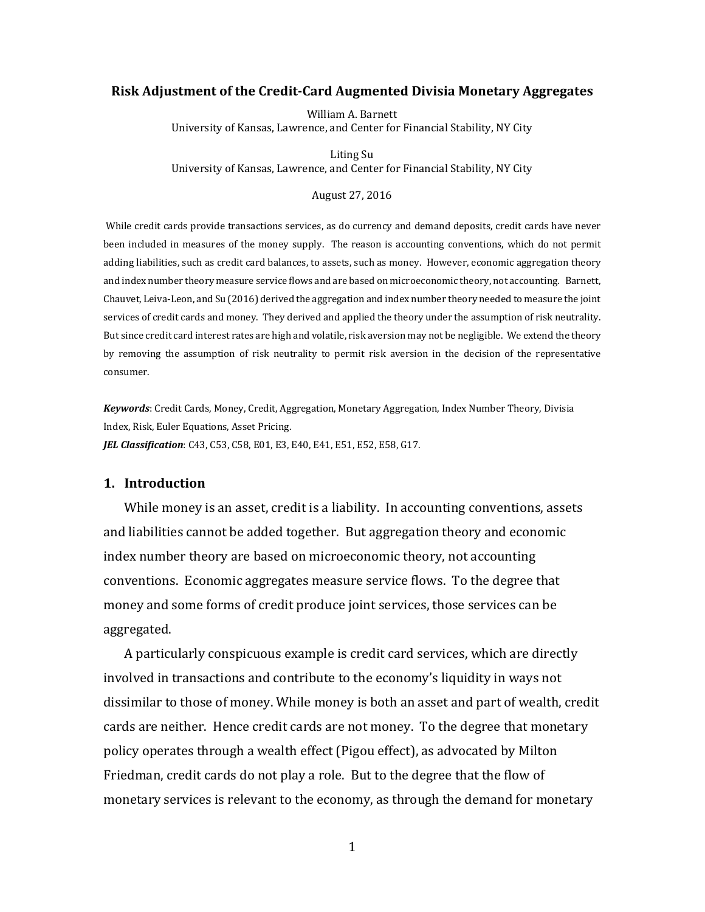# Risk Adjustment of the Credit-Card Augmented Divisia Monetary Aggregates

William A. Barnett
University of Kansas, Lawrence, and Center for Financial Stability, NY City

Liting Su
University of Kansas, Lawrence, and Center for Financial Stability, NY City

August 27, 2016

While credit cards provide transactions services, as do currency and demand deposits, credit cards have never been included in measures of the money supply. The reason is accounting conventions, which do not permit adding liabilities, such as credit card balances, to assets, such as money. However, economic aggregation theory and index number theory measure service flows and are based on microeconomic theory, not accounting. Barnett, Chauvet, Leiva-Leon, and Su (2016) derived the aggregation and index number theory needed to measure the joint services of credit cards and money. They derived and applied the theory under the assumption of risk neutrality. But since credit card interest rates are high and volatile, risk aversion may not be negligible. We extend the theory by removing the assumption of risk neutrality to permit risk aversion in the decision of the representative consumer.

***Keywords***: Credit Cards, Money, Credit, Aggregation, Monetary Aggregation, Index Number Theory, Divisia Index, Risk, Euler Equations, Asset Pricing.
***JEL Classification***: C43, C53, C58, E01, E3, E40, E41, E51, E52, E58, G17.

## 1. Introduction

While money is an asset, credit is a liability. In accounting conventions, assets and liabilities cannot be added together. But aggregation theory and economic index number theory are based on microeconomic theory, not accounting conventions. Economic aggregates measure service flows. To the degree that money and some forms of credit produce joint services, those services can be aggregated.

A particularly conspicuous example is credit card services, which are directly involved in transactions and contribute to the economy's liquidity in ways not dissimilar to those of money. While money is both an asset and part of wealth, credit cards are neither. Hence credit cards are not money. To the degree that monetary policy operates through a wealth effect (Pigou effect), as advocated by Milton Friedman, credit cards do not play a role. But to the degree that the flow of monetary services is relevant to the economy, as through the demand for monetary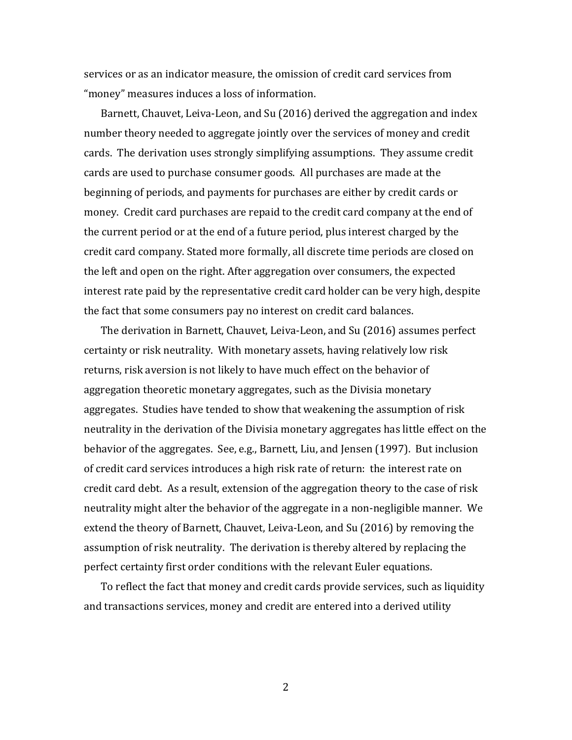services or as an indicator measure, the omission of credit card services from "money" measures induces a loss of information.

Barnett, Chauvet, Leiva-Leon, and Su (2016) derived the aggregation and index number theory needed to aggregate jointly over the services of money and credit cards. The derivation uses strongly simplifying assumptions. They assume credit cards are used to purchase consumer goods. All purchases are made at the beginning of periods, and payments for purchases are either by credit cards or money. Credit card purchases are repaid to the credit card company at the end of the current period or at the end of a future period, plus interest charged by the credit card company. Stated more formally, all discrete time periods are closed on the left and open on the right. After aggregation over consumers, the expected interest rate paid by the representative credit card holder can be very high, despite the fact that some consumers pay no interest on credit card balances.

The derivation in Barnett, Chauvet, Leiva-Leon, and Su (2016) assumes perfect certainty or risk neutrality. With monetary assets, having relatively low risk returns, risk aversion is not likely to have much effect on the behavior of aggregation theoretic monetary aggregates, such as the Divisia monetary aggregates. Studies have tended to show that weakening the assumption of risk neutrality in the derivation of the Divisia monetary aggregates has little effect on the behavior of the aggregates. See, e.g., Barnett, Liu, and Jensen (1997). But inclusion of credit card services introduces a high risk rate of return: the interest rate on credit card debt. As a result, extension of the aggregation theory to the case of risk neutrality might alter the behavior of the aggregate in a non-negligible manner. We extend the theory of Barnett, Chauvet, Leiva-Leon, and Su (2016) by removing the assumption of risk neutrality. The derivation is thereby altered by replacing the perfect certainty first order conditions with the relevant Euler equations.

To reflect the fact that money and credit cards provide services, such as liquidity and transactions services, money and credit are entered into a derived utility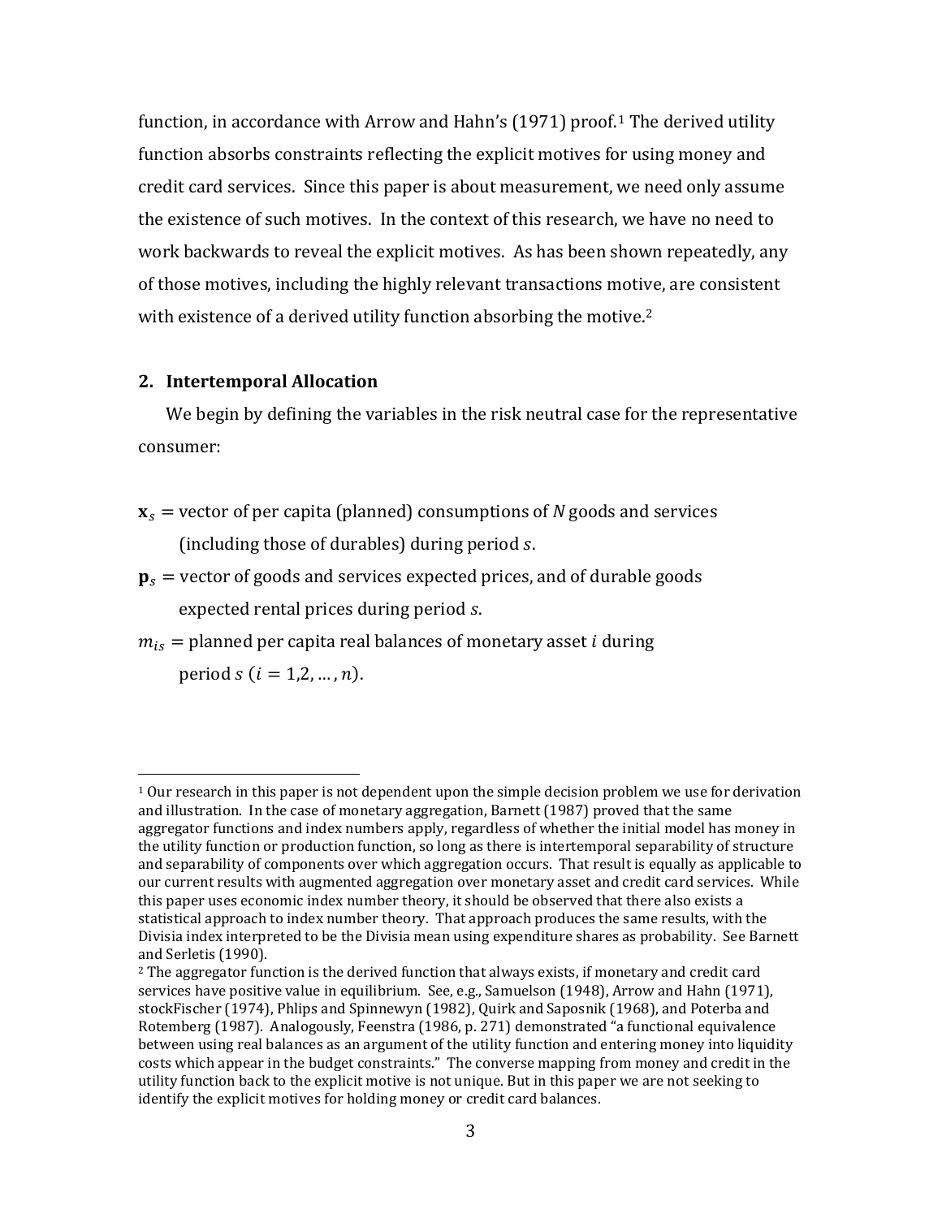function, in accordance with Arrow and Hahn's (1971) proof.[1] The derived utility function absorbs constraints reflecting the explicit motives for using money and credit card services. Since this paper is about measurement, we need only assume the existence of such motives. In the context of this research, we have no need to work backwards to reveal the explicit motives. As has been shown repeatedly, any of those motives, including the highly relevant transactions motive, are consistent with existence of a derived utility function absorbing the motive.[2]

## 2. Intertemporal Allocation

We begin by defining the variables in the risk neutral case for the representative consumer:

$\mathbf{x}_s$ = vector of per capita (planned) consumptions of $N$ goods and services (including those of durables) during period $s$.

$\mathbf{p}_s$ = vector of goods and services expected prices, and of durable goods expected rental prices during period $s$.

$m_{is}$ = planned per capita real balances of monetary asset $i$ during period $s$ $(i = 1,2, \ldots, n)$.

---

[1] Our research in this paper is not dependent upon the simple decision problem we use for derivation and illustration. In the case of monetary aggregation, Barnett (1987) proved that the same aggregator functions and index numbers apply, regardless of whether the initial model has money in the utility function or production function, so long as there is intertemporal separability of structure and separability of components over which aggregation occurs. That result is equally as applicable to our current results with augmented aggregation over monetary asset and credit card services. While this paper uses economic index number theory, it should be observed that there also exists a statistical approach to index number theory. That approach produces the same results, with the Divisia index interpreted to be the Divisia mean using expenditure shares as probability. See Barnett and Serletis (1990).

[2] The aggregator function is the derived function that always exists, if monetary and credit card services have positive value in equilibrium. See, e.g., Samuelson (1948), Arrow and Hahn (1971), stockFischer (1974), Phlips and Spinnewyn (1982), Quirk and Saposnik (1968), and Poterba and Rotemberg (1987). Analogously, Feenstra (1986, p. 271) demonstrated "a functional equivalence between using real balances as an argument of the utility function and entering money into liquidity costs which appear in the budget constraints." The converse mapping from money and credit in the utility function back to the explicit motive is not unique. But in this paper we are not seeking to identify the explicit motives for holding money or credit card balances.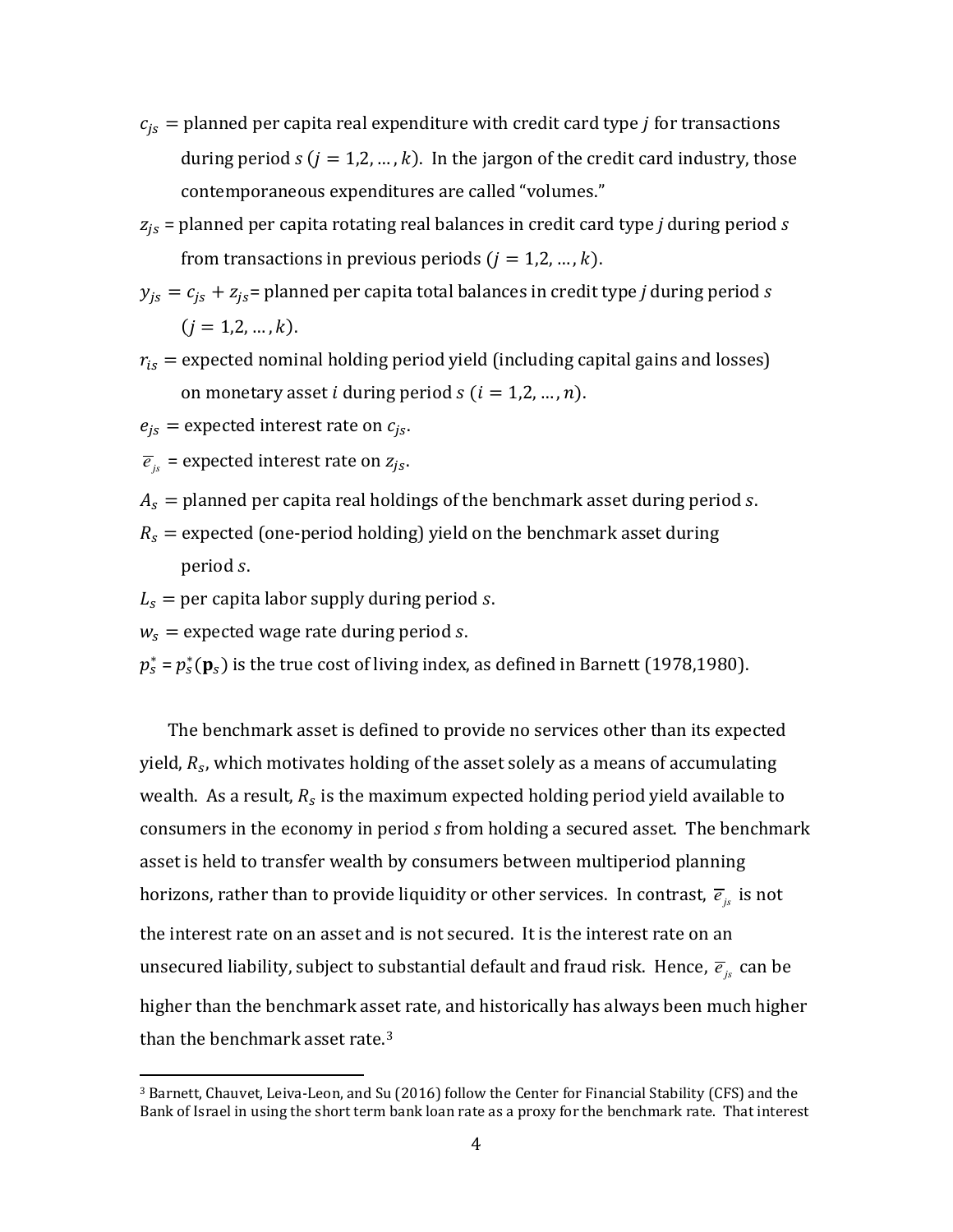$c_{js}$ = planned per capita real expenditure with credit card type $j$ for transactions during period $s$ ($j = 1,2, \ldots, k$). In the jargon of the credit card industry, those contemporaneous expenditures are called "volumes."

$z_{js}$ = planned per capita rotating real balances in credit card type $j$ during period $s$ from transactions in previous periods ($j = 1,2, \ldots, k$).

$y_{js} = c_{js} + z_{js}$ = planned per capita total balances in credit type $j$ during period $s$ ($j = 1,2, \ldots, k$).

$r_{is}$ = expected nominal holding period yield (including capital gains and losses) on monetary asset $i$ during period $s$ ($i = 1,2, \ldots, n$).

$e_{js}$ = expected interest rate on $c_{js}$.

$\overline{e}_{js}$ = expected interest rate on $z_{js}$.

$A_s$ = planned per capita real holdings of the benchmark asset during period $s$.

$R_s$ = expected (one-period holding) yield on the benchmark asset during period $s$.

$L_s$ = per capita labor supply during period $s$.

$w_s$ = expected wage rate during period $s$.

$p_s^* = p_s^*(\mathbf{p}_s)$ is the true cost of living index, as defined in Barnett (1978,1980).

The benchmark asset is defined to provide no services other than its expected yield, $R_s$, which motivates holding of the asset solely as a means of accumulating wealth. As a result, $R_s$ is the maximum expected holding period yield available to consumers in the economy in period $s$ from holding a secured asset. The benchmark asset is held to transfer wealth by consumers between multiperiod planning horizons, rather than to provide liquidity or other services. In contrast, $\overline{e}_{js}$ is not the interest rate on an asset and is not secured. It is the interest rate on an unsecured liability, subject to substantial default and fraud risk. Hence, $\overline{e}_{js}$ can be higher than the benchmark asset rate, and historically has always been much higher than the benchmark asset rate.[3]

[3] Barnett, Chauvet, Leiva-Leon, and Su (2016) follow the Center for Financial Stability (CFS) and the Bank of Israel in using the short term bank loan rate as a proxy for the benchmark rate. That interest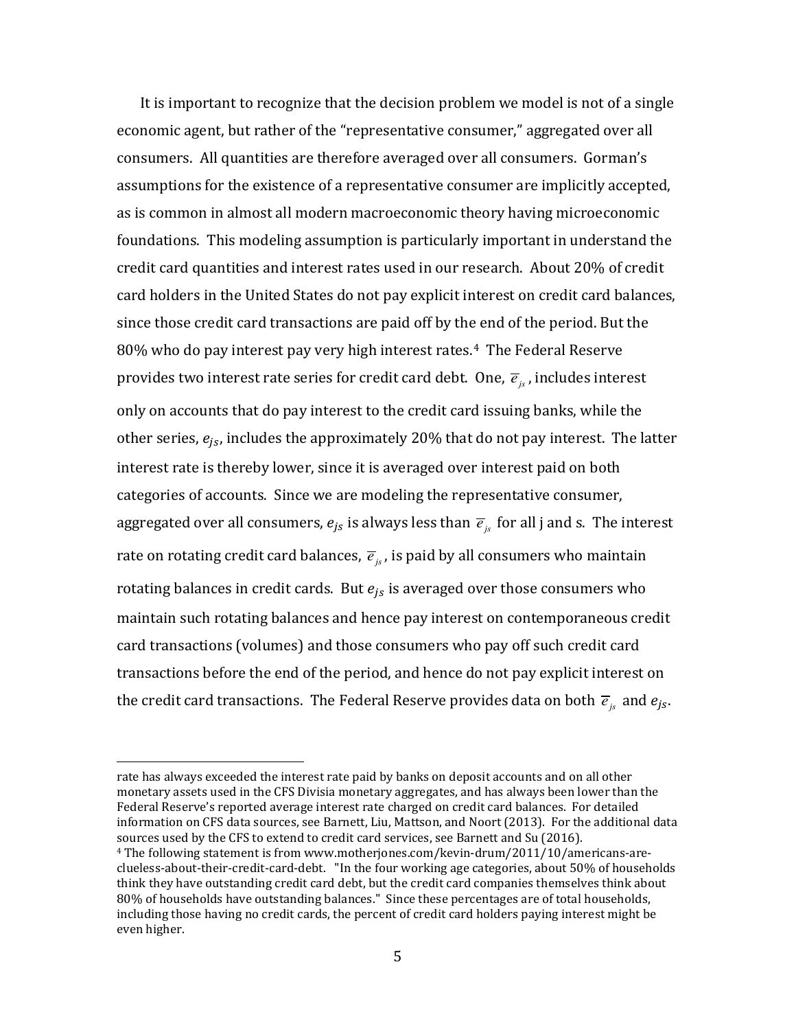It is important to recognize that the decision problem we model is not of a single economic agent, but rather of the "representative consumer," aggregated over all consumers. All quantities are therefore averaged over all consumers. Gorman's assumptions for the existence of a representative consumer are implicitly accepted, as is common in almost all modern macroeconomic theory having microeconomic foundations. This modeling assumption is particularly important in understand the credit card quantities and interest rates used in our research. About 20% of credit card holders in the United States do not pay explicit interest on credit card balances, since those credit card transactions are paid off by the end of the period. But the 80% who do pay interest pay very high interest rates.[4] The Federal Reserve provides two interest rate series for credit card debt. One, $\overline{e}_{js}$, includes interest only on accounts that do pay interest to the credit card issuing banks, while the other series, $e_{js}$, includes the approximately 20% that do not pay interest. The latter interest rate is thereby lower, since it is averaged over interest paid on both categories of accounts. Since we are modeling the representative consumer, aggregated over all consumers, $e_{js}$ is always less than $\overline{e}_{js}$ for all j and s. The interest rate on rotating credit card balances, $\overline{e}_{js}$, is paid by all consumers who maintain rotating balances in credit cards. But $e_{js}$ is averaged over those consumers who maintain such rotating balances and hence pay interest on contemporaneous credit card transactions (volumes) and those consumers who pay off such credit card transactions before the end of the period, and hence do not pay explicit interest on the credit card transactions. The Federal Reserve provides data on both $\overline{e}_{js}$ and $e_{js}$.

---

rate has always exceeded the interest rate paid by banks on deposit accounts and on all other monetary assets used in the CFS Divisia monetary aggregates, and has always been lower than the Federal Reserve's reported average interest rate charged on credit card balances. For detailed information on CFS data sources, see Barnett, Liu, Mattson, and Noort (2013). For the additional data sources used by the CFS to extend to credit card services, see Barnett and Su (2016).

[4] The following statement is from www.motherjones.com/kevin-drum/2011/10/americans-are-clueless-about-their-credit-card-debt. "In the four working age categories, about 50% of households think they have outstanding credit card debt, but the credit card companies themselves think about 80% of households have outstanding balances." Since these percentages are of total households, including those having no credit cards, the percent of credit card holders paying interest might be even higher.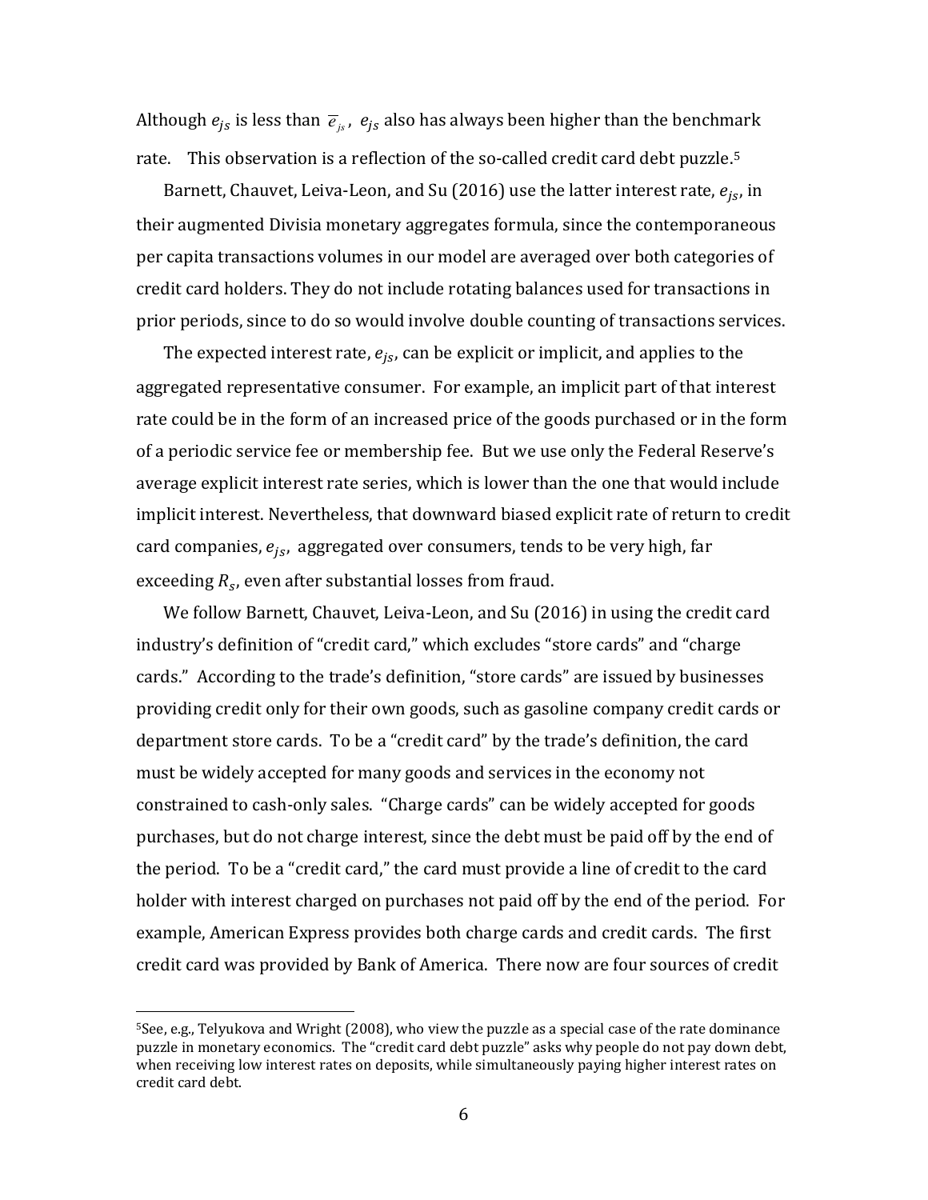Although $e_{js}$ is less than $\overline{e}_{js}$, $e_{js}$ also has always been higher than the benchmark rate. This observation is a reflection of the so-called credit card debt puzzle.[5]

Barnett, Chauvet, Leiva-Leon, and Su (2016) use the latter interest rate, $e_{js}$, in their augmented Divisia monetary aggregates formula, since the contemporaneous per capita transactions volumes in our model are averaged over both categories of credit card holders. They do not include rotating balances used for transactions in prior periods, since to do so would involve double counting of transactions services.

The expected interest rate, $e_{js}$, can be explicit or implicit, and applies to the aggregated representative consumer. For example, an implicit part of that interest rate could be in the form of an increased price of the goods purchased or in the form of a periodic service fee or membership fee. But we use only the Federal Reserve's average explicit interest rate series, which is lower than the one that would include implicit interest. Nevertheless, that downward biased explicit rate of return to credit card companies, $e_{js}$, aggregated over consumers, tends to be very high, far exceeding $R_s$, even after substantial losses from fraud.

We follow Barnett, Chauvet, Leiva-Leon, and Su (2016) in using the credit card industry's definition of "credit card," which excludes "store cards" and "charge cards." According to the trade's definition, "store cards" are issued by businesses providing credit only for their own goods, such as gasoline company credit cards or department store cards. To be a "credit card" by the trade's definition, the card must be widely accepted for many goods and services in the economy not constrained to cash-only sales. "Charge cards" can be widely accepted for goods purchases, but do not charge interest, since the debt must be paid off by the end of the period. To be a "credit card," the card must provide a line of credit to the card holder with interest charged on purchases not paid off by the end of the period. For example, American Express provides both charge cards and credit cards. The first credit card was provided by Bank of America. There now are four sources of credit

[5]See, e.g., Telyukova and Wright (2008), who view the puzzle as a special case of the rate dominance puzzle in monetary economics. The "credit card debt puzzle" asks why people do not pay down debt, when receiving low interest rates on deposits, while simultaneously paying higher interest rates on credit card debt.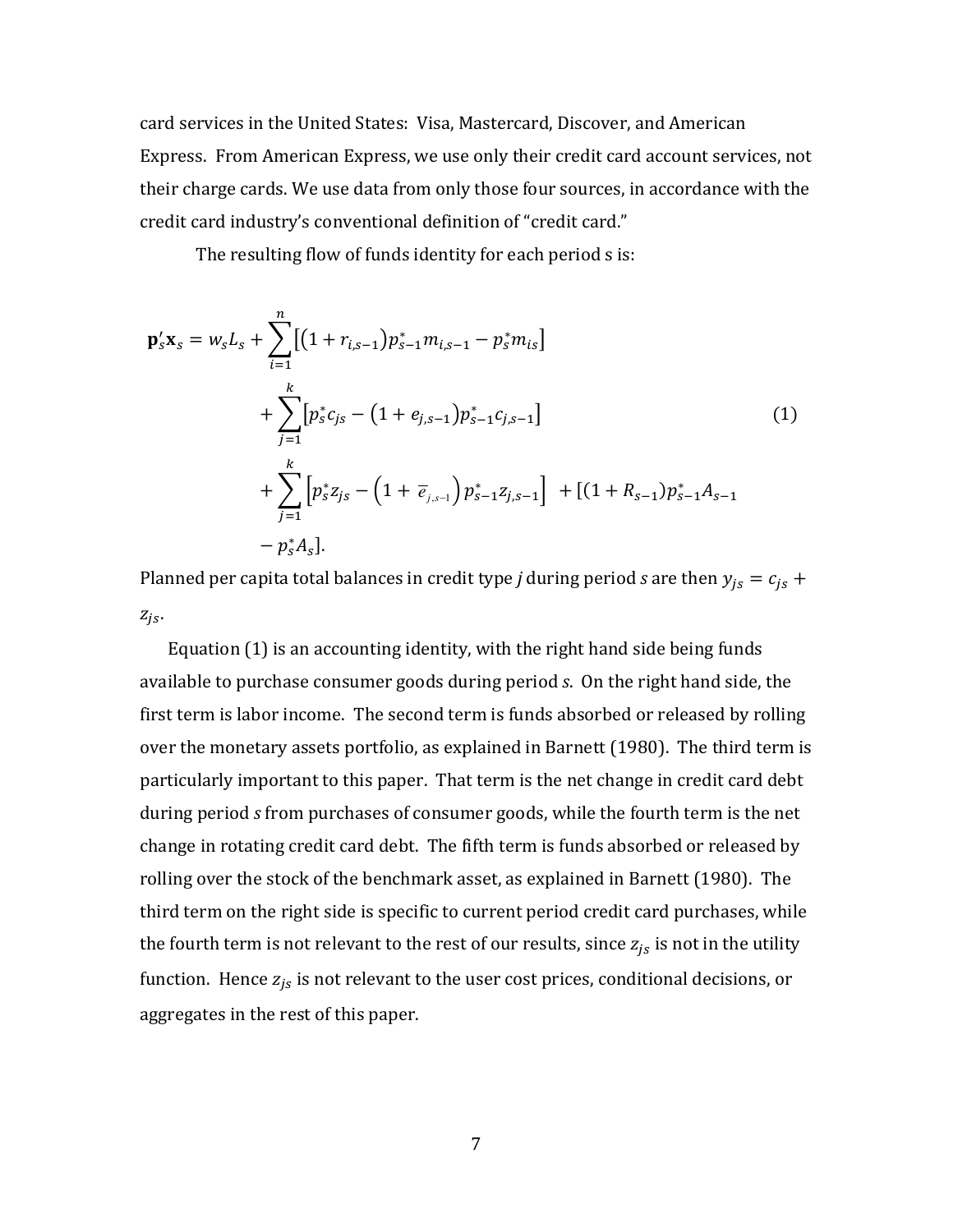card services in the United States: Visa, Mastercard, Discover, and American Express. From American Express, we use only their credit card account services, not their charge cards. We use data from only those four sources, in accordance with the credit card industry's conventional definition of "credit card."

The resulting flow of funds identity for each period s is:

$$
\begin{aligned}
\mathbf{p}_s'\mathbf{x}_s = w_s L_s &+ \sum_{i=1}^{n}\left[(1+r_{i,s-1})p_{s-1}^{*}m_{i,s-1} - p_s^{*}m_{is}\right] \\
&+ \sum_{j=1}^{k}\left[p_s^{*}c_{js} - (1+e_{j,s-1})p_{s-1}^{*}c_{j,s-1}\right] \\
&+ \sum_{j=1}^{k}\left[p_s^{*}z_{js} - \left(1+\overline{e}_{j,s-1}\right)p_{s-1}^{*}z_{j,s-1}\right] + [(1+R_{s-1})p_{s-1}^{*}A_{s-1} \\
&- p_s^{*}A_s].
\end{aligned}
\tag{1}
$$

Planned per capita total balances in credit type *j* during period *s* are then $y_{js} = c_{js} + z_{js}$.

Equation (1) is an accounting identity, with the right hand side being funds available to purchase consumer goods during period *s*. On the right hand side, the first term is labor income. The second term is funds absorbed or released by rolling over the monetary assets portfolio, as explained in Barnett (1980). The third term is particularly important to this paper. That term is the net change in credit card debt during period *s* from purchases of consumer goods, while the fourth term is the net change in rotating credit card debt. The fifth term is funds absorbed or released by rolling over the stock of the benchmark asset, as explained in Barnett (1980). The third term on the right side is specific to current period credit card purchases, while the fourth term is not relevant to the rest of our results, since $z_{js}$ is not in the utility function. Hence $z_{js}$ is not relevant to the user cost prices, conditional decisions, or aggregates in the rest of this paper.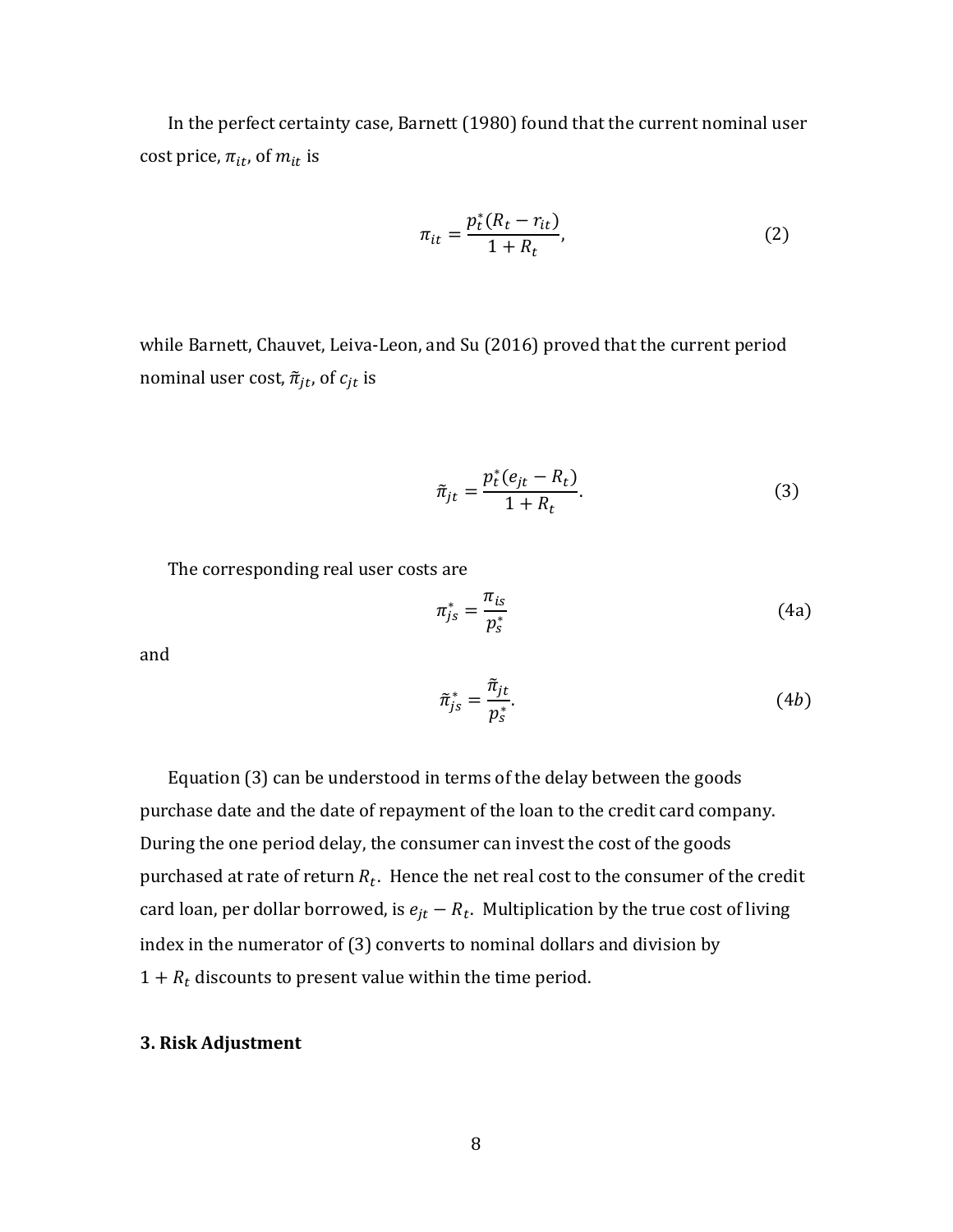In the perfect certainty case, Barnett (1980) found that the current nominal user cost price, $\pi_{it}$, of $m_{it}$ is

$$\pi_{it} = \frac{p_t^*(R_t - r_{it})}{1 + R_t}, \tag{2}$$

while Barnett, Chauvet, Leiva-Leon, and Su (2016) proved that the current period nominal user cost, $\tilde{\pi}_{jt}$, of $c_{jt}$ is

$$\tilde{\pi}_{jt} = \frac{p_t^*(e_{jt} - R_t)}{1 + R_t}. \tag{3}$$

The corresponding real user costs are

$$\pi_{js}^* = \frac{\pi_{is}}{p_s^*} \tag{4a}$$

and

$$\tilde{\pi}_{js}^* = \frac{\tilde{\pi}_{jt}}{p_s^*}. \tag{4b}$$

Equation (3) can be understood in terms of the delay between the goods purchase date and the date of repayment of the loan to the credit card company. During the one period delay, the consumer can invest the cost of the goods purchased at rate of return $R_t$. Hence the net real cost to the consumer of the credit card loan, per dollar borrowed, is $e_{jt} - R_t$. Multiplication by the true cost of living index in the numerator of (3) converts to nominal dollars and division by $1 + R_t$ discounts to present value within the time period.

## 3. Risk Adjustment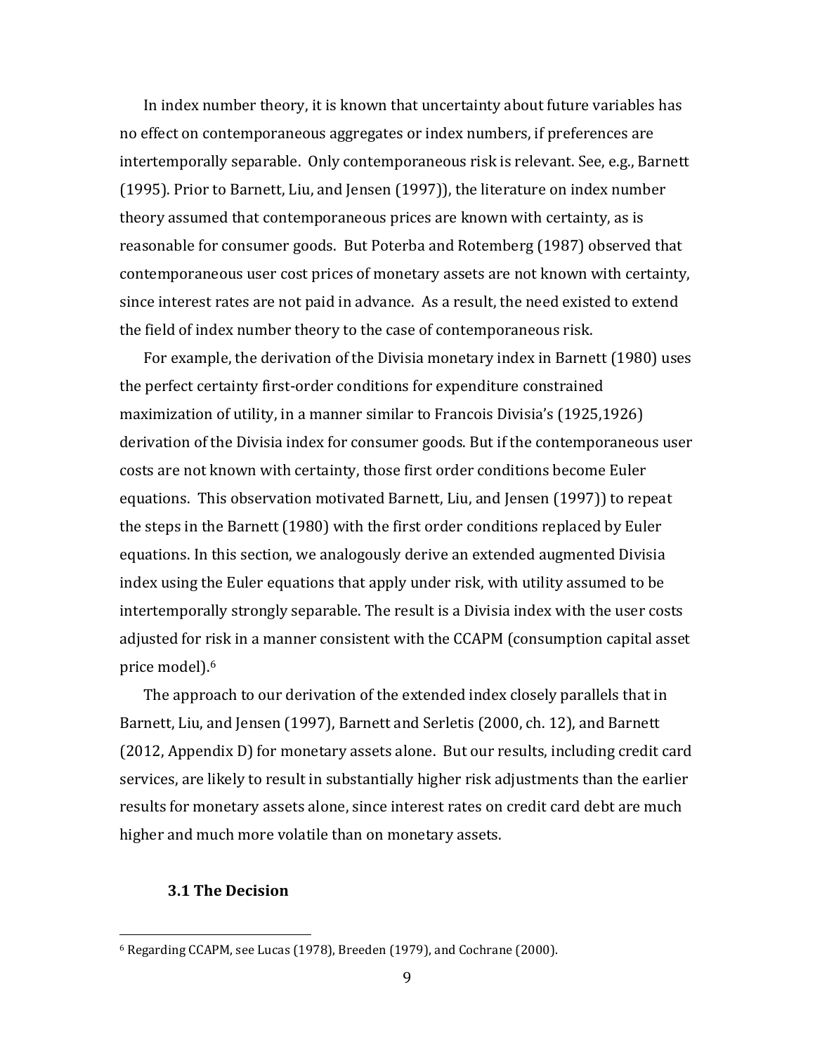In index number theory, it is known that uncertainty about future variables has no effect on contemporaneous aggregates or index numbers, if preferences are intertemporally separable. Only contemporaneous risk is relevant. See, e.g., Barnett (1995). Prior to Barnett, Liu, and Jensen (1997)), the literature on index number theory assumed that contemporaneous prices are known with certainty, as is reasonable for consumer goods. But Poterba and Rotemberg (1987) observed that contemporaneous user cost prices of monetary assets are not known with certainty, since interest rates are not paid in advance. As a result, the need existed to extend the field of index number theory to the case of contemporaneous risk.

For example, the derivation of the Divisia monetary index in Barnett (1980) uses the perfect certainty first-order conditions for expenditure constrained maximization of utility, in a manner similar to Francois Divisia's (1925,1926) derivation of the Divisia index for consumer goods. But if the contemporaneous user costs are not known with certainty, those first order conditions become Euler equations. This observation motivated Barnett, Liu, and Jensen (1997)) to repeat the steps in the Barnett (1980) with the first order conditions replaced by Euler equations. In this section, we analogously derive an extended augmented Divisia index using the Euler equations that apply under risk, with utility assumed to be intertemporally strongly separable. The result is a Divisia index with the user costs adjusted for risk in a manner consistent with the CCAPM (consumption capital asset price model).[6]

The approach to our derivation of the extended index closely parallels that in Barnett, Liu, and Jensen (1997), Barnett and Serletis (2000, ch. 12), and Barnett (2012, Appendix D) for monetary assets alone. But our results, including credit card services, are likely to result in substantially higher risk adjustments than the earlier results for monetary assets alone, since interest rates on credit card debt are much higher and much more volatile than on monetary assets.

### 3.1 The Decision

[6] Regarding CCAPM, see Lucas (1978), Breeden (1979), and Cochrane (2000).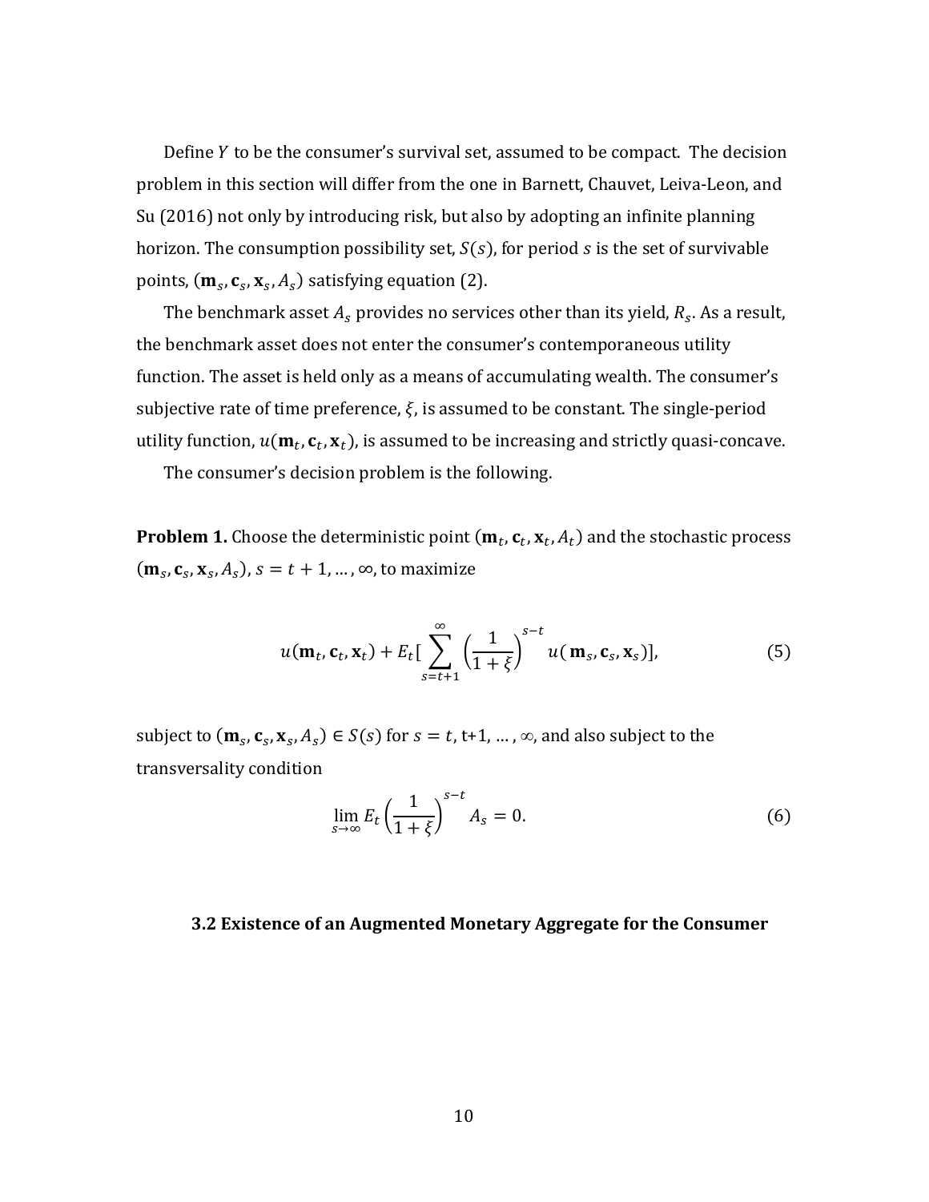Define $Y$ to be the consumer's survival set, assumed to be compact. The decision problem in this section will differ from the one in Barnett, Chauvet, Leiva-Leon, and Su (2016) not only by introducing risk, but also by adopting an infinite planning horizon. The consumption possibility set, $S(s)$, for period $s$ is the set of survivable points, $(\mathbf{m}_s, \mathbf{c}_s, \mathbf{x}_s, A_s)$ satisfying equation (2).

The benchmark asset $A_s$ provides no services other than its yield, $R_s$. As a result, the benchmark asset does not enter the consumer's contemporaneous utility function. The asset is held only as a means of accumulating wealth. The consumer's subjective rate of time preference, $\xi$, is assumed to be constant. The single-period utility function, $u(\mathbf{m}_t, \mathbf{c}_t, \mathbf{x}_t)$, is assumed to be increasing and strictly quasi-concave.

The consumer's decision problem is the following.

**Problem 1.** Choose the deterministic point $(\mathbf{m}_t, \mathbf{c}_t, \mathbf{x}_t, A_t)$ and the stochastic process $(\mathbf{m}_s, \mathbf{c}_s, \mathbf{x}_s, A_s)$, $s = t+1, \ldots, \infty$, to maximize

$$u(\mathbf{m}_t, \mathbf{c}_t, \mathbf{x}_t) + E_t\Big[\sum_{s=t+1}^{\infty} \left(\frac{1}{1+\xi}\right)^{s-t} u(\mathbf{m}_s, \mathbf{c}_s, \mathbf{x}_s)\Big], \tag{5}$$

subject to $(\mathbf{m}_s, \mathbf{c}_s, \mathbf{x}_s, A_s) \in S(s)$ for $s = t$, t+1, … , ∞, and also subject to the transversality condition

$$\lim_{s \to \infty} E_t \left(\frac{1}{1+\xi}\right)^{s-t} A_s = 0. \tag{6}$$

### 3.2 Existence of an Augmented Monetary Aggregate for the Consumer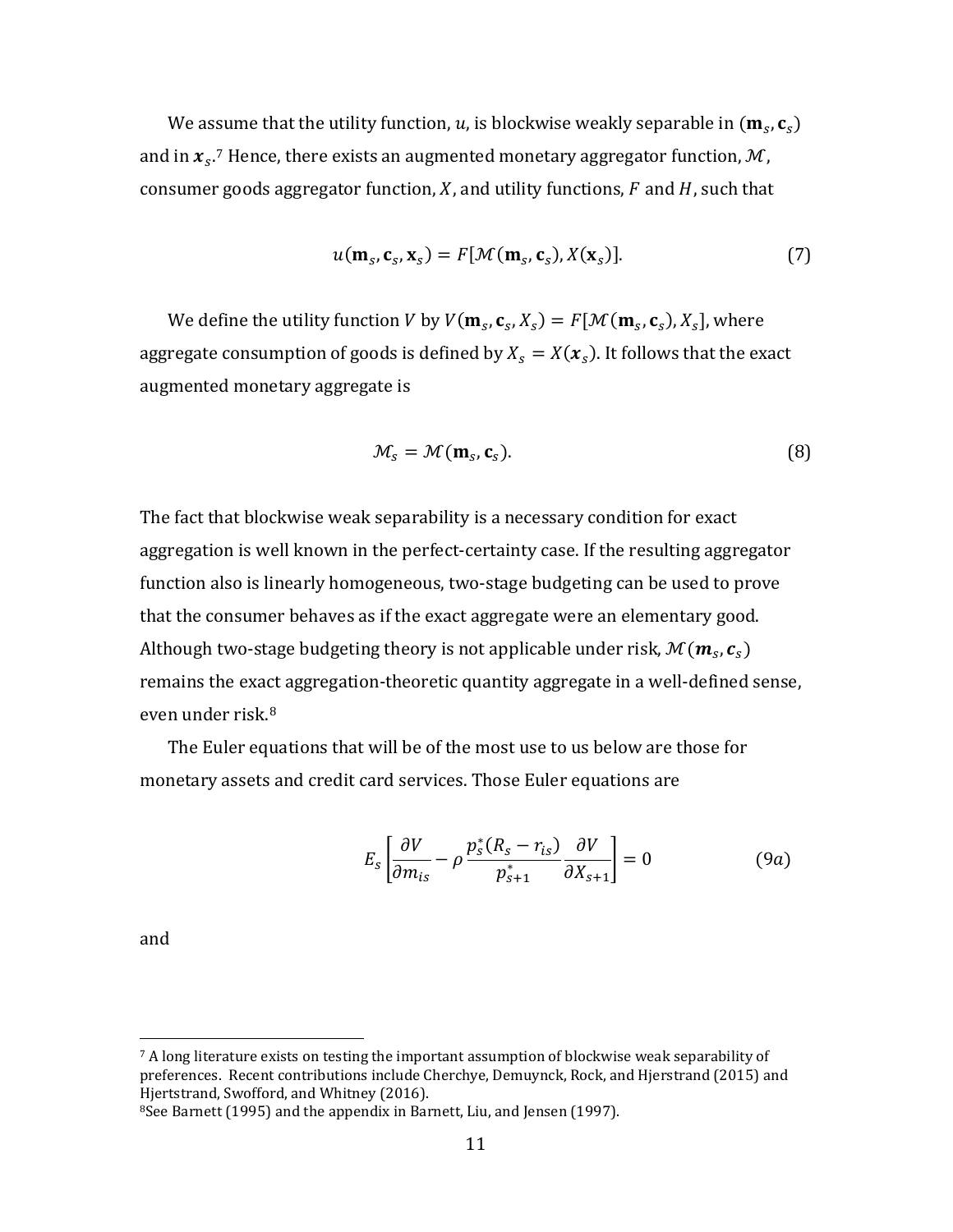We assume that the utility function, $u$, is blockwise weakly separable in $(\mathbf{m}_s, \mathbf{c}_s)$ and in $\boldsymbol{x}_s$.[7] Hence, there exists an augmented monetary aggregator function, $\mathcal{M}$, consumer goods aggregator function, $X$, and utility functions, $F$ and $H$, such that

$$u(\mathbf{m}_s, \mathbf{c}_s, \mathbf{x}_s) = F[\mathcal{M}(\mathbf{m}_s, \mathbf{c}_s), X(\mathbf{x}_s)]. \tag{7}$$

We define the utility function $V$ by $V(\mathbf{m}_s, \mathbf{c}_s, X_s) = F[\mathcal{M}(\mathbf{m}_s, \mathbf{c}_s), X_s]$, where aggregate consumption of goods is defined by $X_s = X(\boldsymbol{x}_s)$. It follows that the exact augmented monetary aggregate is

$$\mathcal{M}_s = \mathcal{M}(\mathbf{m}_s, \mathbf{c}_s). \tag{8}$$

The fact that blockwise weak separability is a necessary condition for exact aggregation is well known in the perfect-certainty case. If the resulting aggregator function also is linearly homogeneous, two-stage budgeting can be used to prove that the consumer behaves as if the exact aggregate were an elementary good. Although two-stage budgeting theory is not applicable under risk, $\mathcal{M}(\boldsymbol{m}_s, \boldsymbol{c}_s)$ remains the exact aggregation-theoretic quantity aggregate in a well-defined sense, even under risk.[8]

The Euler equations that will be of the most use to us below are those for monetary assets and credit card services. Those Euler equations are

$$E_s\left[\frac{\partial V}{\partial m_{is}} - \rho\,\frac{p_s^*(R_s - r_{is})}{p_{s+1}^*}\frac{\partial V}{\partial X_{s+1}}\right] = 0 \tag{9a}$$

and

---

[7] A long literature exists on testing the important assumption of blockwise weak separability of preferences. Recent contributions include Cherchye, Demuynck, Rock, and Hjerstrand (2015) and Hjertstrand, Swofford, and Whitney (2016).

[8] See Barnett (1995) and the appendix in Barnett, Liu, and Jensen (1997).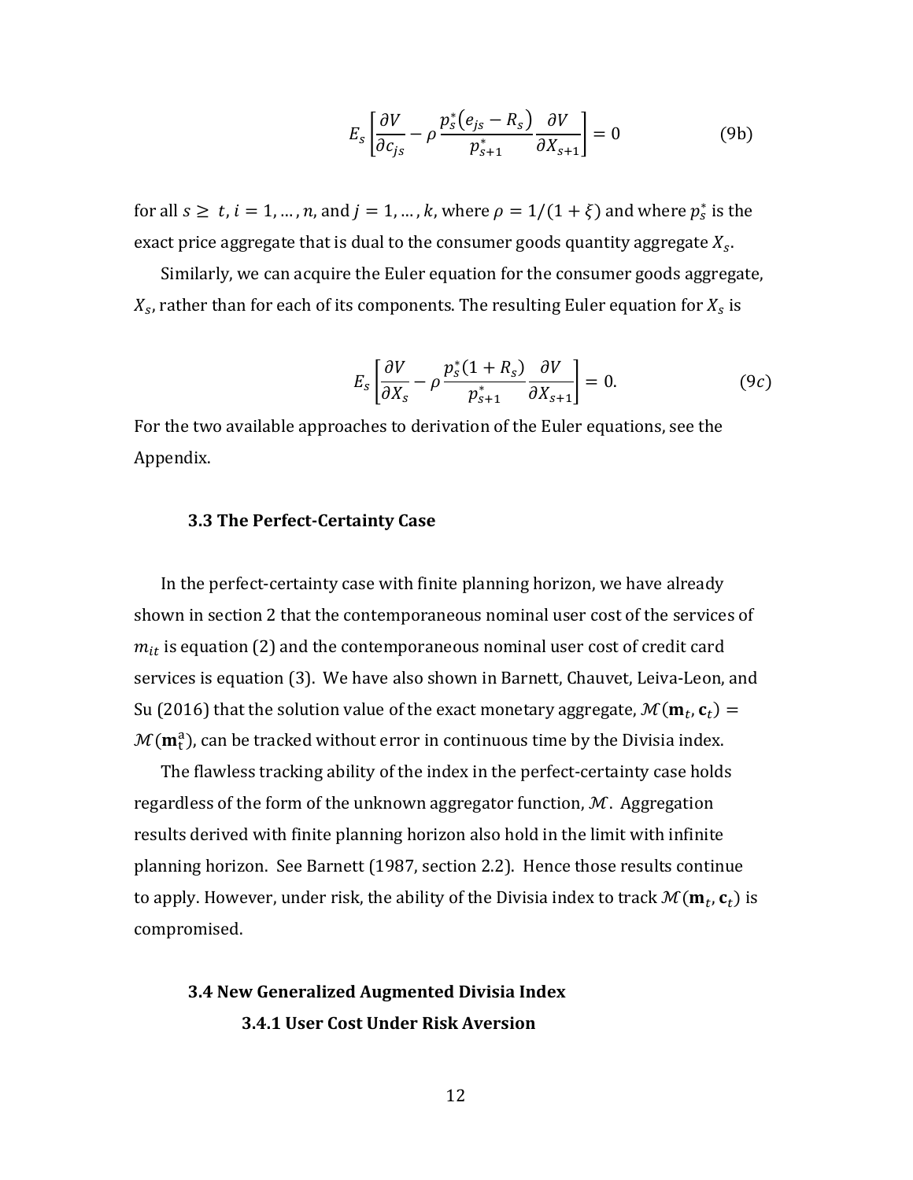$$E_s\left[\frac{\partial V}{\partial c_{js}} - \rho \frac{p_s^*(e_{js} - R_s)}{p_{s+1}^*}\frac{\partial V}{\partial X_{s+1}}\right] = 0 \tag{9b}$$

for all $s \geq t$, $i = 1, \ldots, n$, and $j = 1, \ldots, k$, where $\rho = 1/(1 + \xi)$ and where $p_s^*$ is the exact price aggregate that is dual to the consumer goods quantity aggregate $X_s$.

Similarly, we can acquire the Euler equation for the consumer goods aggregate, $X_s$, rather than for each of its components. The resulting Euler equation for $X_s$ is

$$E_s\left[\frac{\partial V}{\partial X_s} - \rho \frac{p_s^*(1 + R_s)}{p_{s+1}^*}\frac{\partial V}{\partial X_{s+1}}\right] = 0. \tag{9c}$$

For the two available approaches to derivation of the Euler equations, see the Appendix.

### 3.3 The Perfect-Certainty Case

In the perfect-certainty case with finite planning horizon, we have already shown in section 2 that the contemporaneous nominal user cost of the services of $m_{it}$ is equation (2) and the contemporaneous nominal user cost of credit card services is equation (3). We have also shown in Barnett, Chauvet, Leiva-Leon, and Su (2016) that the solution value of the exact monetary aggregate, $\mathcal{M}(\mathbf{m}_t, \mathbf{c}_t) = \mathcal{M}(\mathbf{m}_t^{\mathrm{a}})$, can be tracked without error in continuous time by the Divisia index.

The flawless tracking ability of the index in the perfect-certainty case holds regardless of the form of the unknown aggregator function, $\mathcal{M}$. Aggregation results derived with finite planning horizon also hold in the limit with infinite planning horizon. See Barnett (1987, section 2.2). Hence those results continue to apply. However, under risk, the ability of the Divisia index to track $\mathcal{M}(\mathbf{m}_t, \mathbf{c}_t)$ is compromised.

### 3.4 New Generalized Augmented Divisia Index

#### 3.4.1 User Cost Under Risk Aversion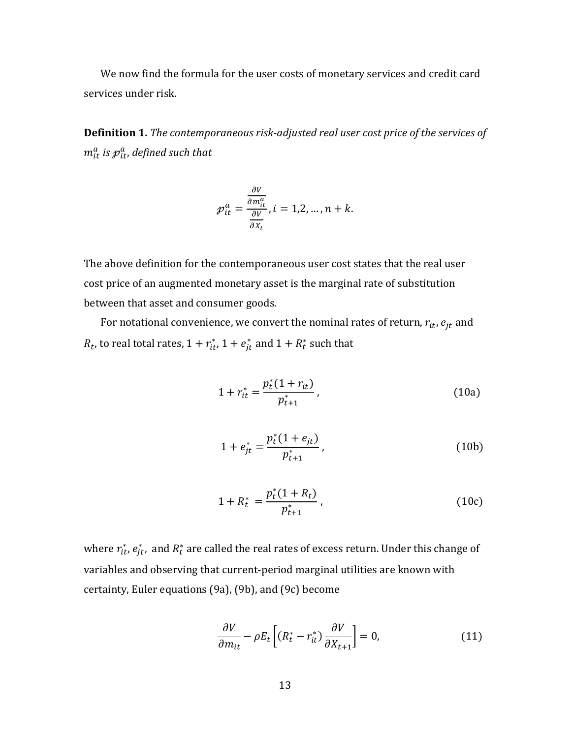We now find the formula for the user costs of monetary services and credit card services under risk.

**Definition 1.** *The contemporaneous risk-adjusted real user cost price of the services of* $m_{it}^{a}$ *is* $\wp_{it}^{a}$*, defined such that*

$$\wp_{it}^{a} = \frac{\frac{\partial V}{\partial m_{it}^{a}}}{\frac{\partial V}{\partial X_t}}, i = 1,2,\ldots,n+k.$$

The above definition for the contemporaneous user cost states that the real user cost price of an augmented monetary asset is the marginal rate of substitution between that asset and consumer goods.

For notational convenience, we convert the nominal rates of return, $r_{it}$, $e_{jt}$ and $R_t$, to real total rates, $1 + r_{it}^{*}$, $1 + e_{jt}^{*}$ and $1 + R_t^{*}$ such that

$$1 + r_{it}^{*} = \frac{p_t^{*}(1 + r_{it})}{p_{t+1}^{*}}, \tag{10a}$$

$$1 + e_{jt}^{*} = \frac{p_t^{*}(1 + e_{jt})}{p_{t+1}^{*}}, \tag{10b}$$

$$1 + R_t^{*} = \frac{p_t^{*}(1 + R_t)}{p_{t+1}^{*}}, \tag{10c}$$

where $r_{it}^{*}$, $e_{jt}^{*}$, and $R_t^{*}$ are called the real rates of excess return. Under this change of variables and observing that current-period marginal utilities are known with certainty, Euler equations (9a), (9b), and (9c) become

$$\frac{\partial V}{\partial m_{it}} - \rho E_t\left[(R_t^{*} - r_{it}^{*})\frac{\partial V}{\partial X_{t+1}}\right] = 0, \tag{11}$$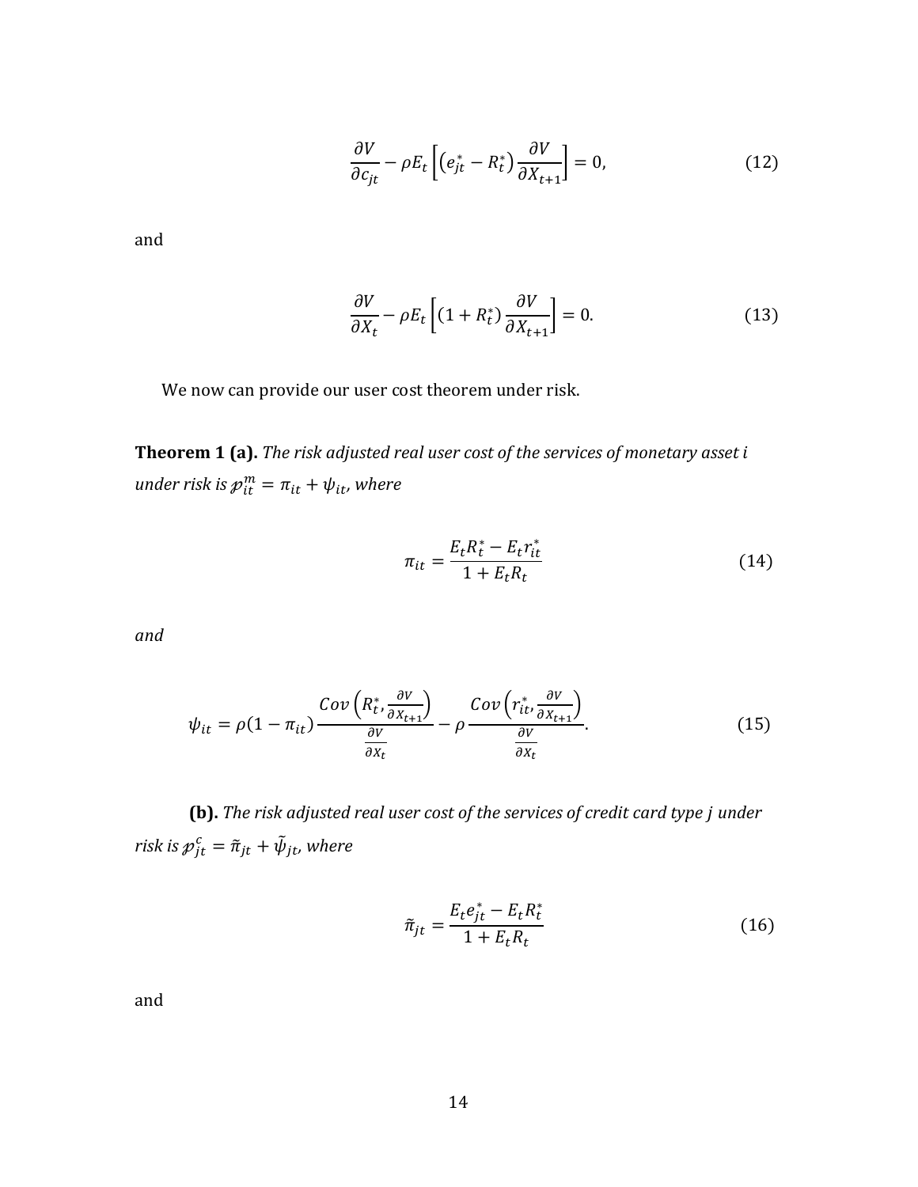$$\frac{\partial V}{\partial c_{jt}} - \rho E_t \left[ \left( e_{jt}^* - R_t^* \right) \frac{\partial V}{\partial X_{t+1}} \right] = 0, \tag{12}$$

and

$$\frac{\partial V}{\partial X_t} - \rho E_t \left[ (1 + R_t^*) \frac{\partial V}{\partial X_{t+1}} \right] = 0. \tag{13}$$

We now can provide our user cost theorem under risk.

**Theorem 1 (a).** *The risk adjusted real user cost of the services of monetary asset i under risk is* $\mathcal{p}_{it}^m = \pi_{it} + \psi_{it}$, *where*

$$\pi_{it} = \frac{E_t R_t^* - E_t r_{it}^*}{1 + E_t R_t} \tag{14}$$

*and*

$$\psi_{it} = \rho (1 - \pi_{it}) \frac{Cov\left( R_t^*, \frac{\partial V}{\partial X_{t+1}} \right)}{\frac{\partial V}{\partial X_t}} - \rho \frac{Cov\left( r_{it}^*, \frac{\partial V}{\partial X_{t+1}} \right)}{\frac{\partial V}{\partial X_t}}. \tag{15}$$

**(b).** *The risk adjusted real user cost of the services of credit card type j under risk is* $\mathcal{p}_{jt}^c = \tilde{\pi}_{jt} + \tilde{\psi}_{jt}$, *where*

$$\tilde{\pi}_{jt} = \frac{E_t e_{jt}^* - E_t R_t^*}{1 + E_t R_t} \tag{16}$$

and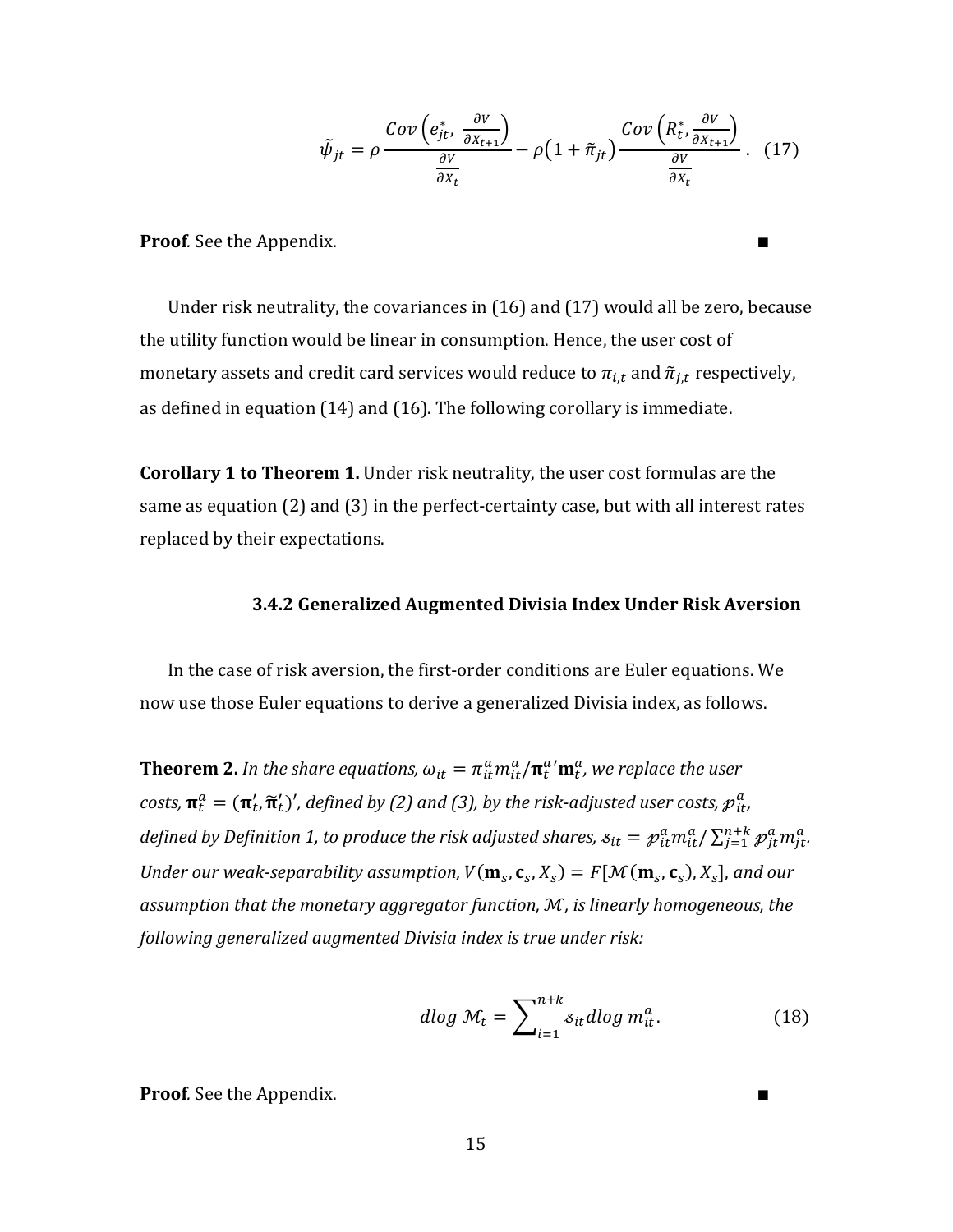$$\tilde{\psi}_{jt} = \rho \frac{Cov\left(e_{jt}^{*},\ \frac{\partial V}{\partial X_{t+1}}\right)}{\frac{\partial V}{\partial X_t}} - \rho\left(1+\tilde{\pi}_{jt}\right)\frac{Cov\left(R_t^{*}, \frac{\partial V}{\partial X_{t+1}}\right)}{\frac{\partial V}{\partial X_t}}. \quad (17)$$

**Proof**. See the Appendix. ■

Under risk neutrality, the covariances in (16) and (17) would all be zero, because the utility function would be linear in consumption. Hence, the user cost of monetary assets and credit card services would reduce to $\pi_{i,t}$ and $\tilde{\pi}_{j,t}$ respectively, as defined in equation (14) and (16). The following corollary is immediate.

**Corollary 1 to Theorem 1.** Under risk neutrality, the user cost formulas are the same as equation (2) and (3) in the perfect-certainty case, but with all interest rates replaced by their expectations.

### 3.4.2 Generalized Augmented Divisia Index Under Risk Aversion

In the case of risk aversion, the first-order conditions are Euler equations. We now use those Euler equations to derive a generalized Divisia index, as follows.

**Theorem 2.** *In the share equations, $\omega_{it} = \pi_{it}^{a} m_{it}^{a} / \boldsymbol{\pi}_t^{a\prime} \mathbf{m}_t^{a}$, we replace the user costs, $\boldsymbol{\pi}_t^{a} = (\boldsymbol{\pi}_t', \tilde{\boldsymbol{\pi}}_t')'$, defined by (2) and (3), by the risk-adjusted user costs, $\mathscr{p}_{it}^{a}$, defined by Definition 1, to produce the risk adjusted shares, $\mathscr{s}_{it} = \mathscr{p}_{it}^{a} m_{it}^{a} / \sum_{j=1}^{n+k} \mathscr{p}_{jt}^{a} m_{jt}^{a}$. Under our weak-separability assumption, $V(\mathbf{m}_s, \mathbf{c}_s, X_s) = F[\mathcal{M}(\mathbf{m}_s, \mathbf{c}_s), X_s]$, and our assumption that the monetary aggregator function, $\mathcal{M}$, is linearly homogeneous, the following generalized augmented Divisia index is true under risk:*

$$dlog\ \mathcal{M}_t = \sum_{i=1}^{n+k} \mathscr{s}_{it}\, dlog\ m_{it}^{a}. \quad (18)$$

**Proof**. See the Appendix. ■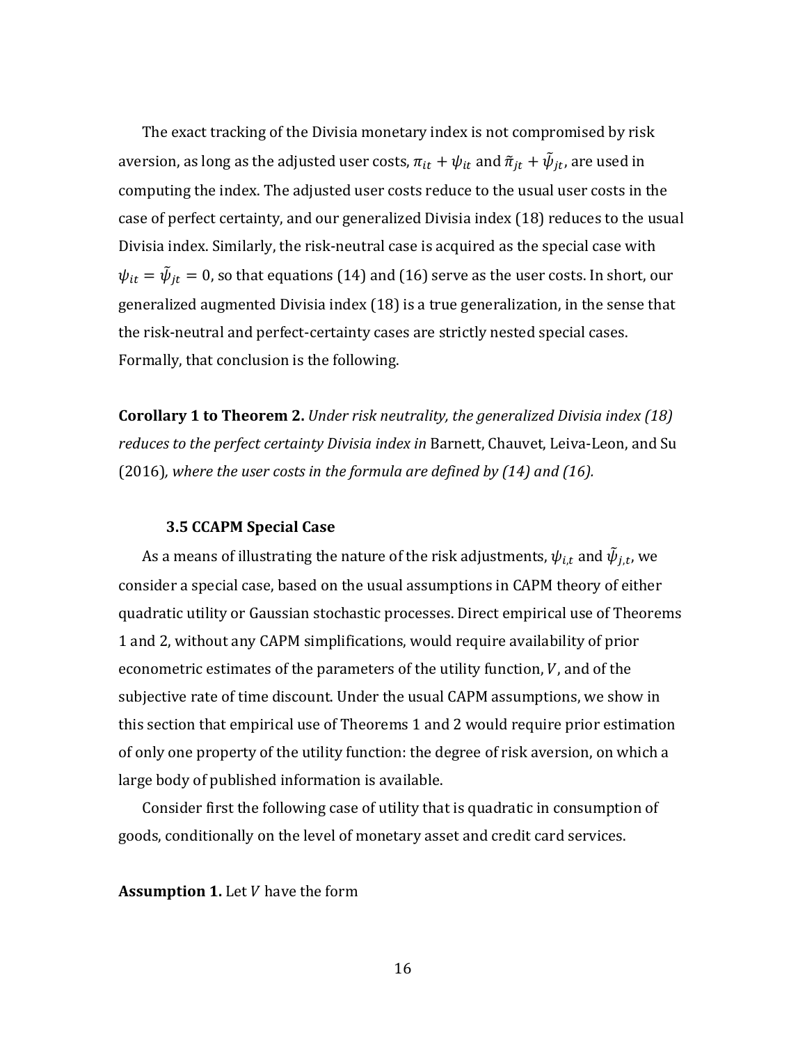The exact tracking of the Divisia monetary index is not compromised by risk aversion, as long as the adjusted user costs, $\pi_{it} + \psi_{it}$ and $\tilde{\pi}_{jt} + \tilde{\psi}_{jt}$, are used in computing the index. The adjusted user costs reduce to the usual user costs in the case of perfect certainty, and our generalized Divisia index (18) reduces to the usual Divisia index. Similarly, the risk-neutral case is acquired as the special case with $\psi_{it} = \tilde{\psi}_{jt} = 0$, so that equations (14) and (16) serve as the user costs. In short, our generalized augmented Divisia index (18) is a true generalization, in the sense that the risk-neutral and perfect-certainty cases are strictly nested special cases. Formally, that conclusion is the following.

**Corollary 1 to Theorem 2.** *Under risk neutrality, the generalized Divisia index (18) reduces to the perfect certainty Divisia index in* Barnett, Chauvet, Leiva-Leon, and Su (2016)*, where the user costs in the formula are defined by (14) and (16).*

### 3.5 CCAPM Special Case

As a means of illustrating the nature of the risk adjustments, $\psi_{i,t}$ and $\tilde{\psi}_{j,t}$, we consider a special case, based on the usual assumptions in CAPM theory of either quadratic utility or Gaussian stochastic processes. Direct empirical use of Theorems 1 and 2, without any CAPM simplifications, would require availability of prior econometric estimates of the parameters of the utility function, $V$, and of the subjective rate of time discount. Under the usual CAPM assumptions, we show in this section that empirical use of Theorems 1 and 2 would require prior estimation of only one property of the utility function: the degree of risk aversion, on which a large body of published information is available.

Consider first the following case of utility that is quadratic in consumption of goods, conditionally on the level of monetary asset and credit card services.

**Assumption 1.** Let $V$ have the form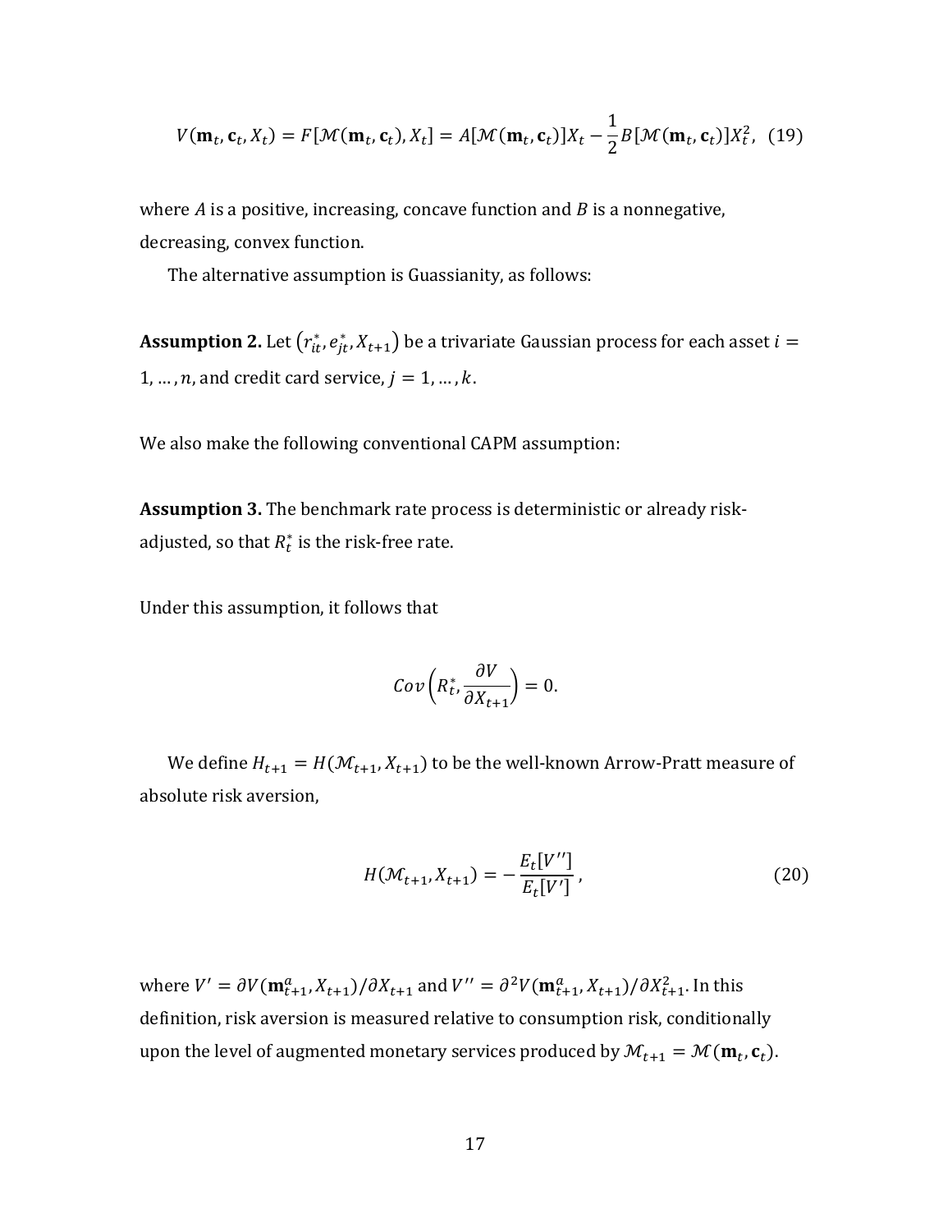$$V(\mathbf{m}_t, \mathbf{c}_t, X_t) = F[\mathcal{M}(\mathbf{m}_t, \mathbf{c}_t), X_t] = A[\mathcal{M}(\mathbf{m}_t, \mathbf{c}_t)]X_t - \frac{1}{2}B[\mathcal{M}(\mathbf{m}_t, \mathbf{c}_t)]X_t^2, \quad (19)$$

where $A$ is a positive, increasing, concave function and $B$ is a nonnegative, decreasing, convex function.

The alternative assumption is Guassianity, as follows:

**Assumption 2.** Let $(r_{it}^*, e_{jt}^*, X_{t+1})$ be a trivariate Gaussian process for each asset $i = 1, \ldots, n$, and credit card service, $j = 1, \ldots, k$.

We also make the following conventional CAPM assumption:

**Assumption 3.** The benchmark rate process is deterministic or already risk-adjusted, so that $R_t^*$ is the risk-free rate.

Under this assumption, it follows that

$$Cov\left(R_t^*, \frac{\partial V}{\partial X_{t+1}}\right) = 0.$$

We define $H_{t+1} = H(\mathcal{M}_{t+1}, X_{t+1})$ to be the well-known Arrow-Pratt measure of absolute risk aversion,

$$H(\mathcal{M}_{t+1}, X_{t+1}) = -\frac{E_t[V'']}{E_t[V']}, \quad (20)$$

where $V' = \partial V(\mathbf{m}_{t+1}^a, X_{t+1})/\partial X_{t+1}$ and $V'' = \partial^2 V(\mathbf{m}_{t+1}^a, X_{t+1})/\partial X_{t+1}^2$. In this definition, risk aversion is measured relative to consumption risk, conditionally upon the level of augmented monetary services produced by $\mathcal{M}_{t+1} = \mathcal{M}(\mathbf{m}_t, \mathbf{c}_t)$.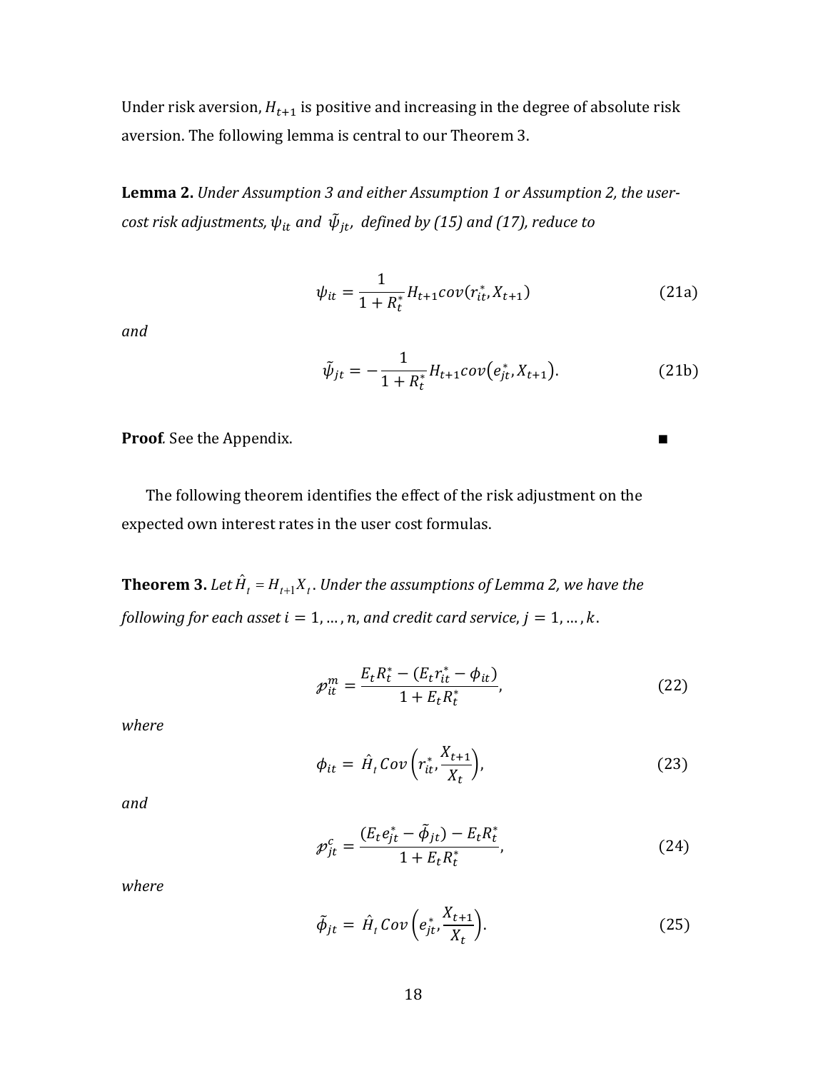Under risk aversion, $H_{t+1}$ is positive and increasing in the degree of absolute risk aversion. The following lemma is central to our Theorem 3.

**Lemma 2.** *Under Assumption 3 and either Assumption 1 or Assumption 2, the user-cost risk adjustments, $\psi_{it}$ and $\tilde{\psi}_{jt}$, defined by (15) and (17), reduce to*

$$\psi_{it} = \frac{1}{1+R_t^*} H_{t+1} cov(r_{it}^*, X_{t+1}) \tag{21a}$$

*and*

$$\tilde{\psi}_{jt} = -\frac{1}{1+R_t^*} H_{t+1} cov\left(e_{jt}^*, X_{t+1}\right). \tag{21b}$$

**Proof**. See the Appendix. ■

The following theorem identifies the effect of the risk adjustment on the expected own interest rates in the user cost formulas.

**Theorem 3.** *Let $\hat{H}_t = H_{t+1} X_t$. Under the assumptions of Lemma 2, we have the following for each asset $i = 1, \dots, n$, and credit card service, $j = 1, \dots, k$.*

$$\mathscr{p}_{it}^m = \frac{E_t R_t^* - (E_t r_{it}^* - \phi_{it})}{1 + E_t R_t^*}, \tag{22}$$

*where*

$$\phi_{it} = \hat{H}_t Cov\left(r_{it}^*, \frac{X_{t+1}}{X_t}\right), \tag{23}$$

*and*

$$\mathscr{p}_{jt}^c = \frac{(E_t e_{jt}^* - \tilde{\phi}_{jt}) - E_t R_t^*}{1 + E_t R_t^*}, \tag{24}$$

*where*

$$\tilde{\phi}_{jt} = \hat{H}_t Cov\left(e_{jt}^*, \frac{X_{t+1}}{X_t}\right). \tag{25}$$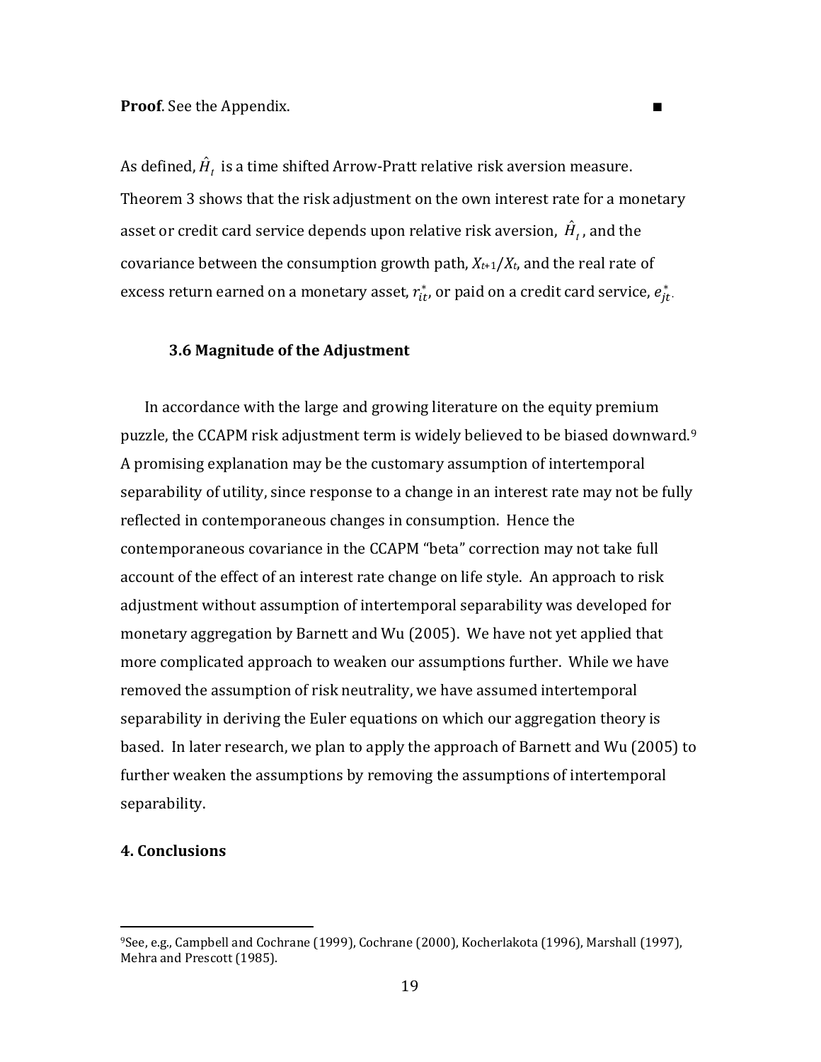**Proof**. See the Appendix. ■

As defined, $\hat{H}_t$ is a time shifted Arrow-Pratt relative risk aversion measure. Theorem 3 shows that the risk adjustment on the own interest rate for a monetary asset or credit card service depends upon relative risk aversion, $\hat{H}_t$, and the covariance between the consumption growth path, $X_{t+1}/X_t$, and the real rate of excess return earned on a monetary asset, $r_{it}^*$, or paid on a credit card service, $e_{jt}^*$.

### 3.6 Magnitude of the Adjustment

In accordance with the large and growing literature on the equity premium puzzle, the CCAPM risk adjustment term is widely believed to be biased downward.[9] A promising explanation may be the customary assumption of intertemporal separability of utility, since response to a change in an interest rate may not be fully reflected in contemporaneous changes in consumption. Hence the contemporaneous covariance in the CCAPM "beta" correction may not take full account of the effect of an interest rate change on life style. An approach to risk adjustment without assumption of intertemporal separability was developed for monetary aggregation by Barnett and Wu (2005). We have not yet applied that more complicated approach to weaken our assumptions further. While we have removed the assumption of risk neutrality, we have assumed intertemporal separability in deriving the Euler equations on which our aggregation theory is based. In later research, we plan to apply the approach of Barnett and Wu (2005) to further weaken the assumptions by removing the assumptions of intertemporal separability.

## 4. Conclusions

[9] See, e.g., Campbell and Cochrane (1999), Cochrane (2000), Kocherlakota (1996), Marshall (1997), Mehra and Prescott (1985).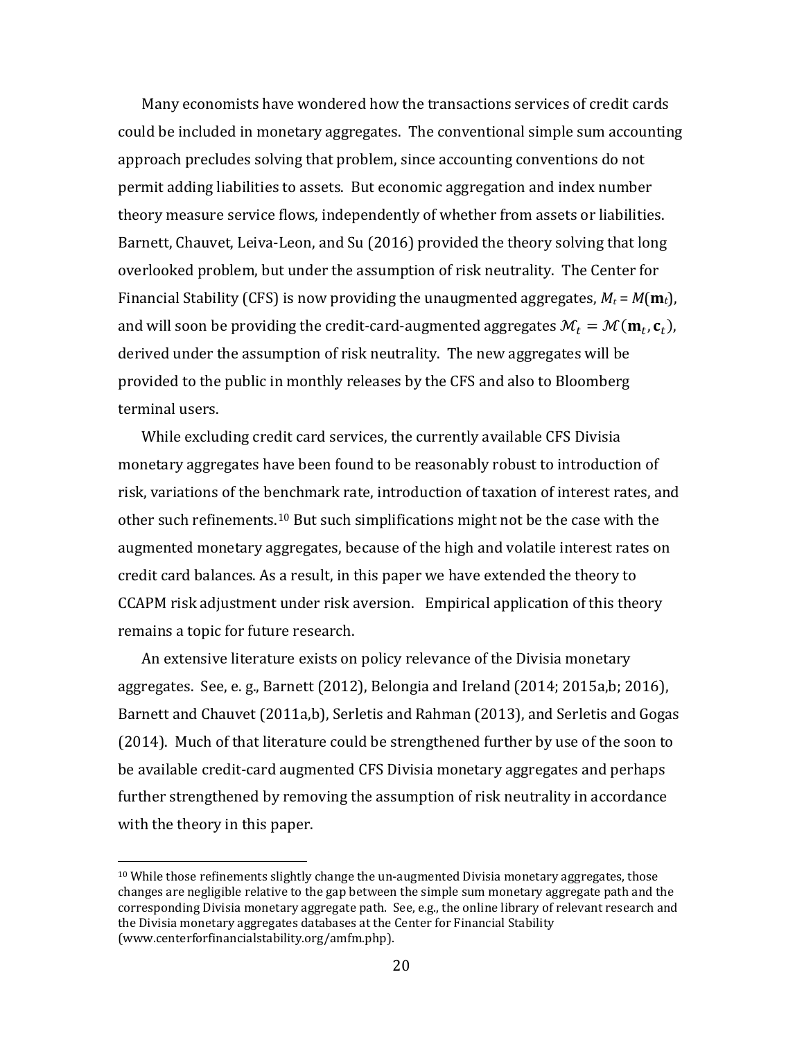Many economists have wondered how the transactions services of credit cards could be included in monetary aggregates. The conventional simple sum accounting approach precludes solving that problem, since accounting conventions do not permit adding liabilities to assets. But economic aggregation and index number theory measure service flows, independently of whether from assets or liabilities. Barnett, Chauvet, Leiva-Leon, and Su (2016) provided the theory solving that long overlooked problem, but under the assumption of risk neutrality. The Center for Financial Stability (CFS) is now providing the unaugmented aggregates, $M_t = M(\mathbf{m}_t)$, and will soon be providing the credit-card-augmented aggregates $\mathcal{M}_t = \mathcal{M}(\mathbf{m}_t, \mathbf{c}_t)$, derived under the assumption of risk neutrality. The new aggregates will be provided to the public in monthly releases by the CFS and also to Bloomberg terminal users.

While excluding credit card services, the currently available CFS Divisia monetary aggregates have been found to be reasonably robust to introduction of risk, variations of the benchmark rate, introduction of taxation of interest rates, and other such refinements.[10] But such simplifications might not be the case with the augmented monetary aggregates, because of the high and volatile interest rates on credit card balances. As a result, in this paper we have extended the theory to CCAPM risk adjustment under risk aversion. Empirical application of this theory remains a topic for future research.

An extensive literature exists on policy relevance of the Divisia monetary aggregates. See, e. g., Barnett (2012), Belongia and Ireland (2014; 2015a,b; 2016), Barnett and Chauvet (2011a,b), Serletis and Rahman (2013), and Serletis and Gogas (2014). Much of that literature could be strengthened further by use of the soon to be available credit-card augmented CFS Divisia monetary aggregates and perhaps further strengthened by removing the assumption of risk neutrality in accordance with the theory in this paper.

---

[10] While those refinements slightly change the un-augmented Divisia monetary aggregates, those changes are negligible relative to the gap between the simple sum monetary aggregate path and the corresponding Divisia monetary aggregate path. See, e.g., the online library of relevant research and the Divisia monetary aggregates databases at the Center for Financial Stability (www.centerforfinancialstability.org/amfm.php).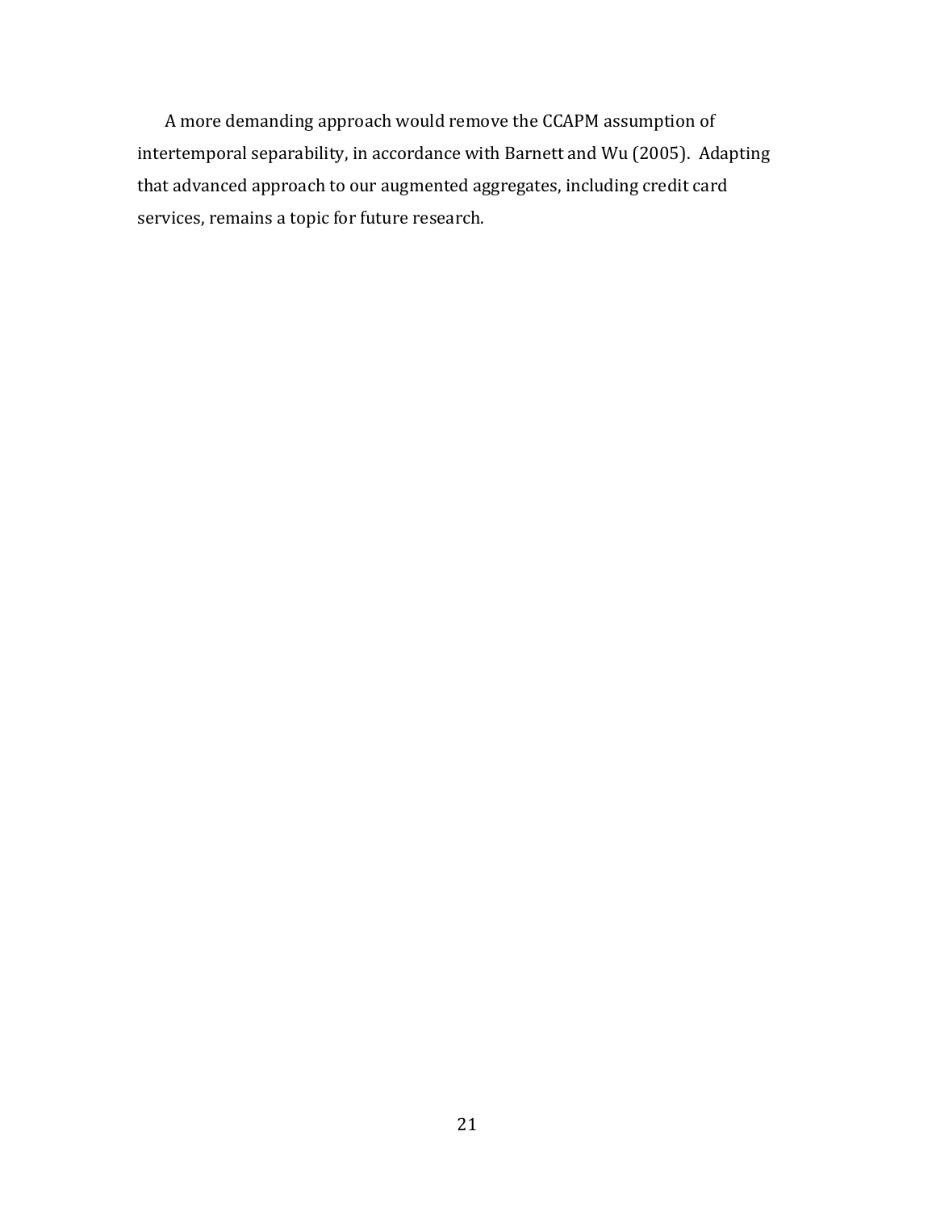A more demanding approach would remove the CCAPM assumption of intertemporal separability, in accordance with Barnett and Wu (2005). Adapting that advanced approach to our augmented aggregates, including credit card services, remains a topic for future research.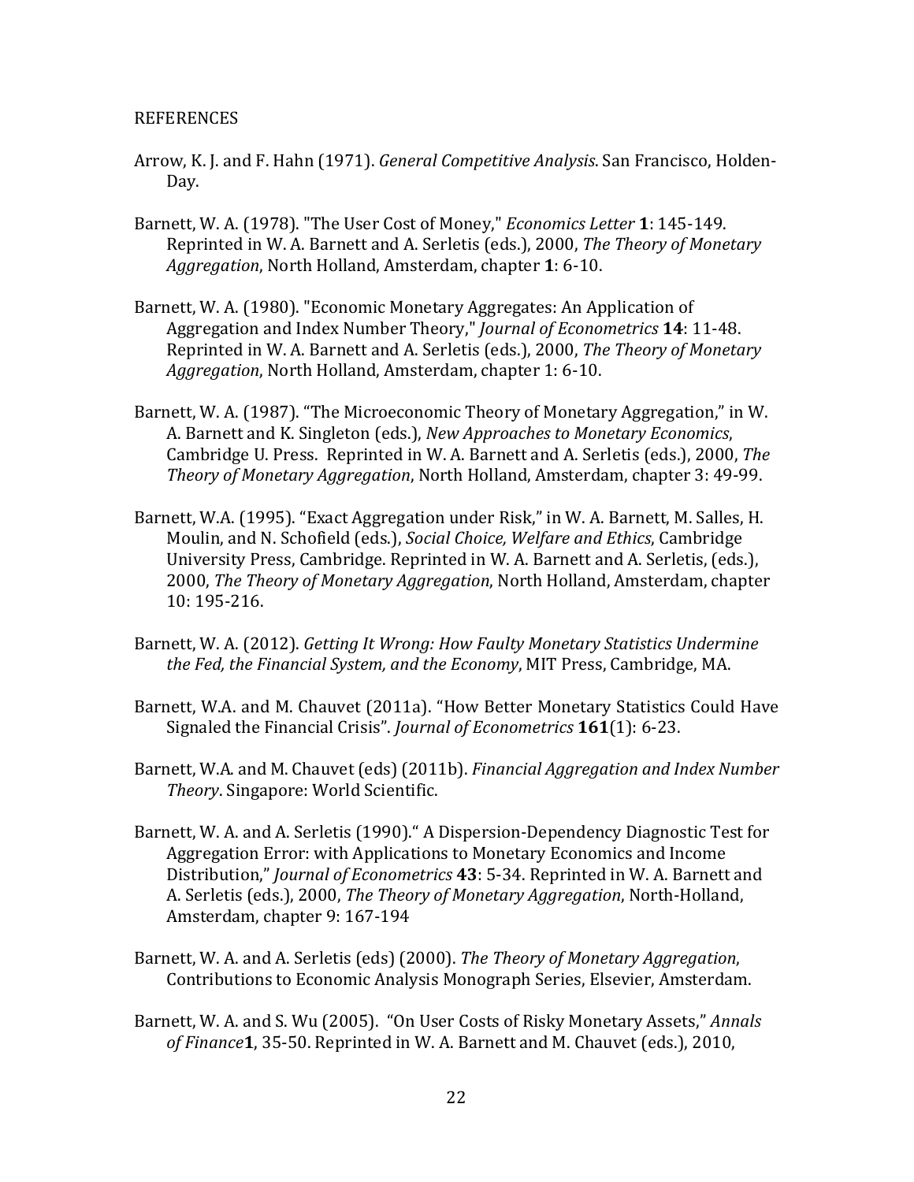REFERENCES

Arrow, K. J. and F. Hahn (1971). *General Competitive Analysis*. San Francisco, Holden-Day.

Barnett, W. A. (1978). "The User Cost of Money," *Economics Letter* **1**: 145-149. Reprinted in W. A. Barnett and A. Serletis (eds.), 2000, *The Theory of Monetary Aggregation*, North Holland, Amsterdam, chapter **1**: 6-10.

Barnett, W. A. (1980). "Economic Monetary Aggregates: An Application of Aggregation and Index Number Theory," *Journal of Econometrics* **14**: 11-48. Reprinted in W. A. Barnett and A. Serletis (eds.), 2000, *The Theory of Monetary Aggregation*, North Holland, Amsterdam, chapter 1: 6-10.

Barnett, W. A. (1987). "The Microeconomic Theory of Monetary Aggregation," in W. A. Barnett and K. Singleton (eds.), *New Approaches to Monetary Economics*, Cambridge U. Press. Reprinted in W. A. Barnett and A. Serletis (eds.), 2000, *The Theory of Monetary Aggregation*, North Holland, Amsterdam, chapter 3: 49-99.

Barnett, W.A. (1995). "Exact Aggregation under Risk," in W. A. Barnett, M. Salles, H. Moulin, and N. Schofield (eds.), *Social Choice, Welfare and Ethics*, Cambridge University Press, Cambridge. Reprinted in W. A. Barnett and A. Serletis, (eds.), 2000, *The Theory of Monetary Aggregation*, North Holland, Amsterdam, chapter 10: 195-216.

Barnett, W. A. (2012). *Getting It Wrong: How Faulty Monetary Statistics Undermine the Fed, the Financial System, and the Economy*, MIT Press, Cambridge, MA.

Barnett, W.A. and M. Chauvet (2011a). "How Better Monetary Statistics Could Have Signaled the Financial Crisis". *Journal of Econometrics* **161**(1): 6-23.

Barnett, W.A. and M. Chauvet (eds) (2011b). *Financial Aggregation and Index Number Theory*. Singapore: World Scientific.

Barnett, W. A. and A. Serletis (1990)." A Dispersion-Dependency Diagnostic Test for Aggregation Error: with Applications to Monetary Economics and Income Distribution," *Journal of Econometrics* **43**: 5-34. Reprinted in W. A. Barnett and A. Serletis (eds.), 2000, *The Theory of Monetary Aggregation*, North-Holland, Amsterdam, chapter 9: 167-194

Barnett, W. A. and A. Serletis (eds) (2000). *The Theory of Monetary Aggregation*, Contributions to Economic Analysis Monograph Series, Elsevier, Amsterdam.

Barnett, W. A. and S. Wu (2005). "On User Costs of Risky Monetary Assets," *Annals of Finance* **1**, 35-50. Reprinted in W. A. Barnett and M. Chauvet (eds.), 2010,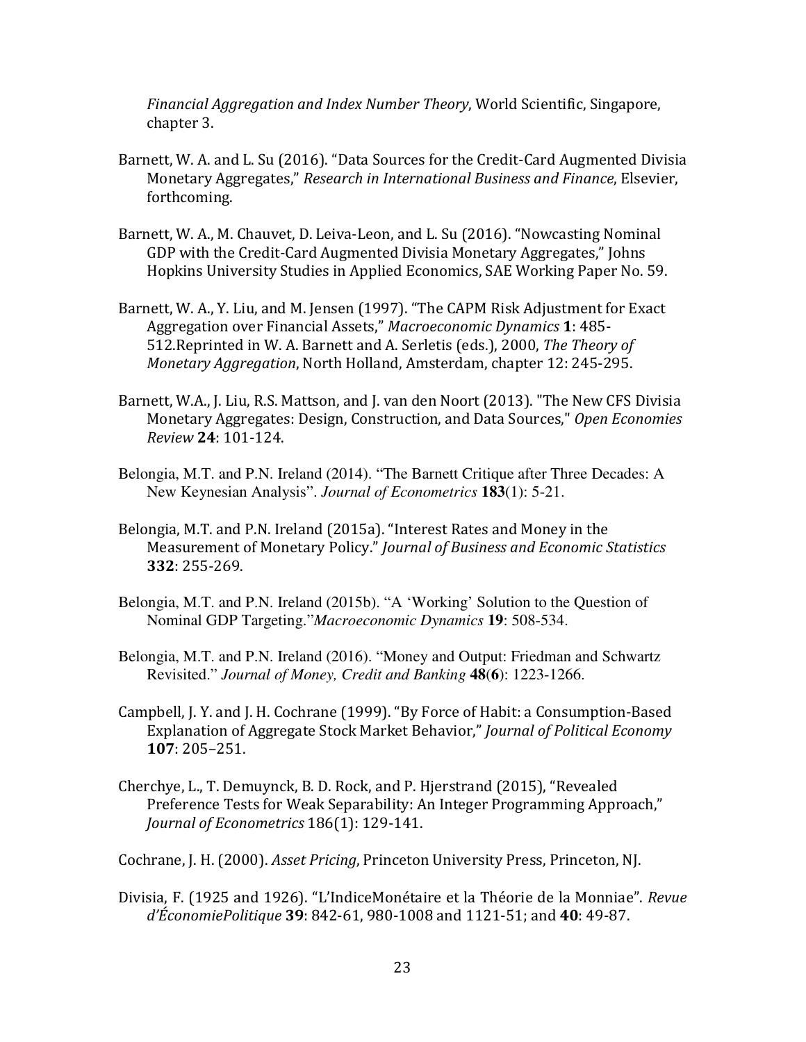*Financial Aggregation and Index Number Theory*, World Scientific, Singapore, chapter 3.

Barnett, W. A. and L. Su (2016). "Data Sources for the Credit-Card Augmented Divisia Monetary Aggregates," *Research in International Business and Finance*, Elsevier, forthcoming.

Barnett, W. A., M. Chauvet, D. Leiva-Leon, and L. Su (2016). "Nowcasting Nominal GDP with the Credit-Card Augmented Divisia Monetary Aggregates," Johns Hopkins University Studies in Applied Economics, SAE Working Paper No. 59.

Barnett, W. A., Y. Liu, and M. Jensen (1997). "The CAPM Risk Adjustment for Exact Aggregation over Financial Assets," *Macroeconomic Dynamics* **1**: 485-512.Reprinted in W. A. Barnett and A. Serletis (eds.), 2000, *The Theory of Monetary Aggregation*, North Holland, Amsterdam, chapter 12: 245-295.

Barnett, W.A., J. Liu, R.S. Mattson, and J. van den Noort (2013). "The New CFS Divisia Monetary Aggregates: Design, Construction, and Data Sources," *Open Economies Review* **24**: 101-124.

Belongia, M.T. and P.N. Ireland (2014). "The Barnett Critique after Three Decades: A New Keynesian Analysis". *Journal of Econometrics* **183**(1): 5-21.

Belongia, M.T. and P.N. Ireland (2015a). "Interest Rates and Money in the Measurement of Monetary Policy." *Journal of Business and Economic Statistics* **332**: 255-269.

Belongia, M.T. and P.N. Ireland (2015b). "A 'Working' Solution to the Question of Nominal GDP Targeting."*Macroeconomic Dynamics* **19**: 508-534.

Belongia, M.T. and P.N. Ireland (2016). "Money and Output: Friedman and Schwartz Revisited." *Journal of Money, Credit and Banking* **48**(**6**): 1223-1266.

Campbell, J. Y. and J. H. Cochrane (1999). "By Force of Habit: a Consumption-Based Explanation of Aggregate Stock Market Behavior," *Journal of Political Economy* **107**: 205–251.

Cherchye, L., T. Demuynck, B. D. Rock, and P. Hjerstrand (2015), "Revealed Preference Tests for Weak Separability: An Integer Programming Approach," *Journal of Econometrics* 186(1): 129-141.

Cochrane, J. H. (2000). *Asset Pricing*, Princeton University Press, Princeton, NJ.

Divisia, F. (1925 and 1926). "L'IndiceMonétaire et la Théorie de la Monniae". *Revue d'ÉconomiePolitique* **39**: 842-61, 980-1008 and 1121-51; and **40**: 49-87.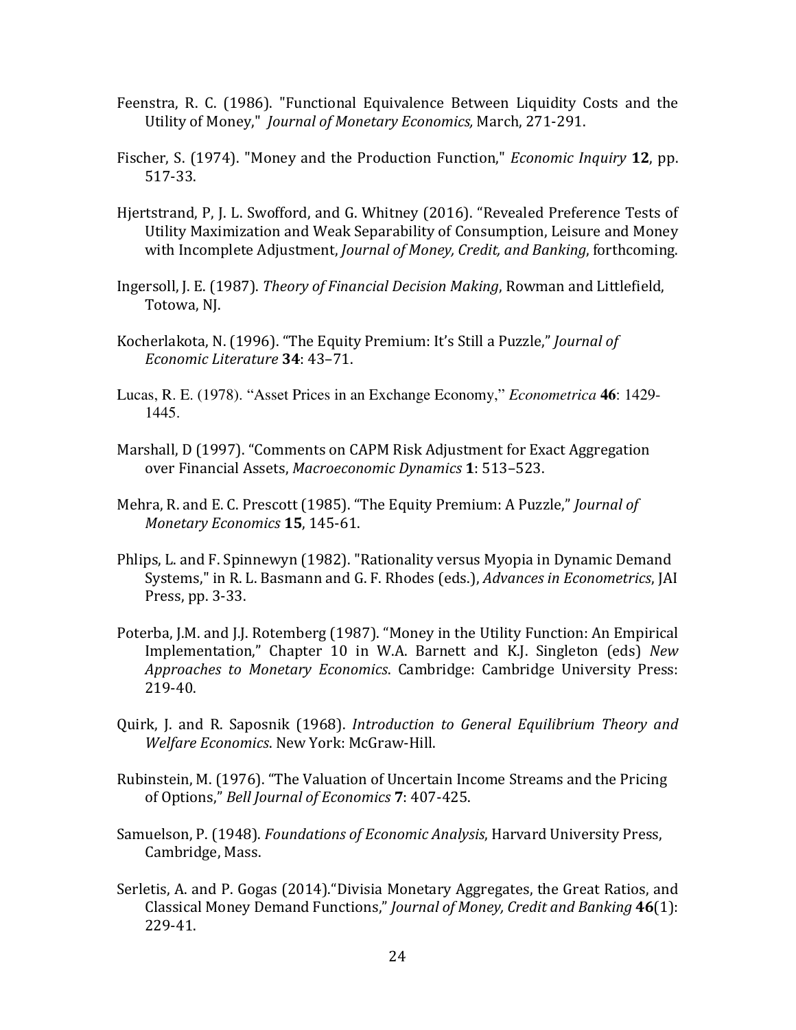Feenstra, R. C. (1986). "Functional Equivalence Between Liquidity Costs and the Utility of Money," *Journal of Monetary Economics,* March, 271-291.

Fischer, S. (1974). "Money and the Production Function," *Economic Inquiry* **12**, pp. 517-33.

Hjertstrand, P, J. L. Swofford, and G. Whitney (2016). "Revealed Preference Tests of Utility Maximization and Weak Separability of Consumption, Leisure and Money with Incomplete Adjustment, *Journal of Money, Credit, and Banking*, forthcoming.

Ingersoll, J. E. (1987). *Theory of Financial Decision Making*, Rowman and Littlefield, Totowa, NJ.

Kocherlakota, N. (1996). "The Equity Premium: It's Still a Puzzle," *Journal of Economic Literature* **34**: 43–71.

Lucas, R. E. (1978). "Asset Prices in an Exchange Economy," *Econometrica* **46**: 1429-1445.

Marshall, D (1997). "Comments on CAPM Risk Adjustment for Exact Aggregation over Financial Assets, *Macroeconomic Dynamics* **1**: 513–523.

Mehra, R. and E. C. Prescott (1985). "The Equity Premium: A Puzzle," *Journal of Monetary Economics* **15**, 145-61.

Phlips, L. and F. Spinnewyn (1982). "Rationality versus Myopia in Dynamic Demand Systems," in R. L. Basmann and G. F. Rhodes (eds.), *Advances in Econometrics*, JAI Press, pp. 3-33.

Poterba, J.M. and J.J. Rotemberg (1987). "Money in the Utility Function: An Empirical Implementation," Chapter 10 in W.A. Barnett and K.J. Singleton (eds) *New Approaches to Monetary Economics*. Cambridge: Cambridge University Press: 219-40.

Quirk, J. and R. Saposnik (1968). *Introduction to General Equilibrium Theory and Welfare Economics*. New York: McGraw-Hill.

Rubinstein, M. (1976). "The Valuation of Uncertain Income Streams and the Pricing of Options," *Bell Journal of Economics* **7**: 407-425.

Samuelson, P. (1948). *Foundations of Economic Analysis*, Harvard University Press, Cambridge, Mass.

Serletis, A. and P. Gogas (2014)."Divisia Monetary Aggregates, the Great Ratios, and Classical Money Demand Functions," *Journal of Money, Credit and Banking* **46**(1): 229-41.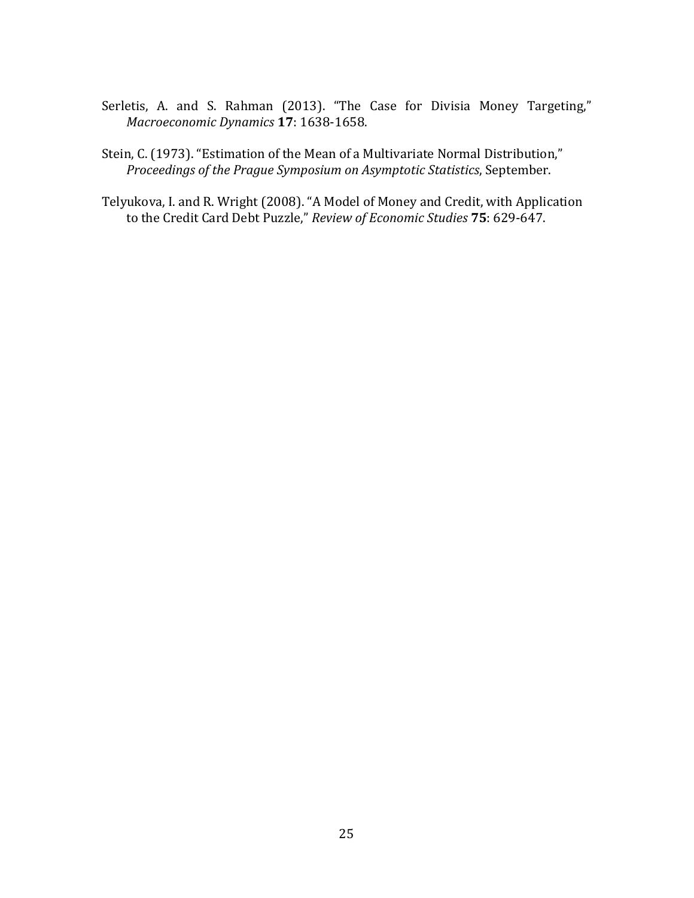Serletis, A. and S. Rahman (2013). "The Case for Divisia Money Targeting," *Macroeconomic Dynamics* **17**: 1638-1658.

Stein, C. (1973). "Estimation of the Mean of a Multivariate Normal Distribution," *Proceedings of the Prague Symposium on Asymptotic Statistics*, September.

Telyukova, I. and R. Wright (2008). "A Model of Money and Credit, with Application to the Credit Card Debt Puzzle," *Review of Economic Studies* **75**: 629-647.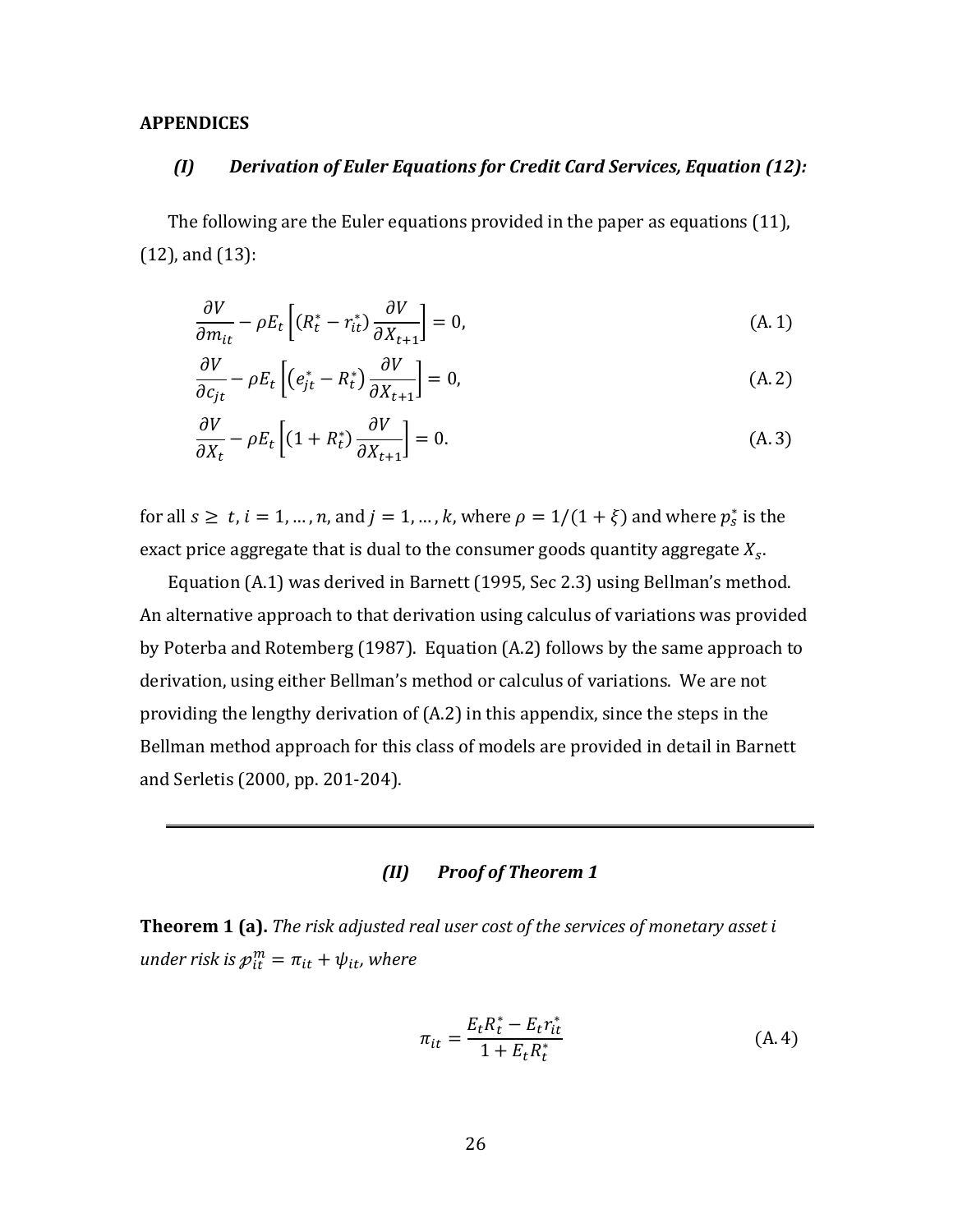## APPENDICES

### *(I) Derivation of Euler Equations for Credit Card Services, Equation (12):*

The following are the Euler equations provided in the paper as equations (11), (12), and (13):

$$\frac{\partial V}{\partial m_{it}} - \rho E_t \left[ (R_t^* - r_{it}^*) \frac{\partial V}{\partial X_{t+1}} \right] = 0, \tag{A.1}$$

$$\frac{\partial V}{\partial c_{jt}} - \rho E_t \left[ \left( e_{jt}^* - R_t^* \right) \frac{\partial V}{\partial X_{t+1}} \right] = 0, \tag{A.2}$$

$$\frac{\partial V}{\partial X_t} - \rho E_t \left[ (1 + R_t^*) \frac{\partial V}{\partial X_{t+1}} \right] = 0. \tag{A.3}$$

for all $s \geq t$, $i = 1, \ldots, n$, and $j = 1, \ldots, k$, where $\rho = 1/(1 + \xi)$ and where $p_s^*$ is the exact price aggregate that is dual to the consumer goods quantity aggregate $X_s$.

Equation (A.1) was derived in Barnett (1995, Sec 2.3) using Bellman's method. An alternative approach to that derivation using calculus of variations was provided by Poterba and Rotemberg (1987). Equation (A.2) follows by the same approach to derivation, using either Bellman's method or calculus of variations. We are not providing the lengthy derivation of (A.2) in this appendix, since the steps in the Bellman method approach for this class of models are provided in detail in Barnett and Serletis (2000, pp. 201-204).

---

### *(II) Proof of Theorem 1*

**Theorem 1 (a).** *The risk adjusted real user cost of the services of monetary asset i under risk is* $\mathcal{p}_{it}^m = \pi_{it} + \psi_{it}$, *where*

$$\pi_{it} = \frac{E_t R_t^* - E_t r_{it}^*}{1 + E_t R_t^*} \tag{A.4}$$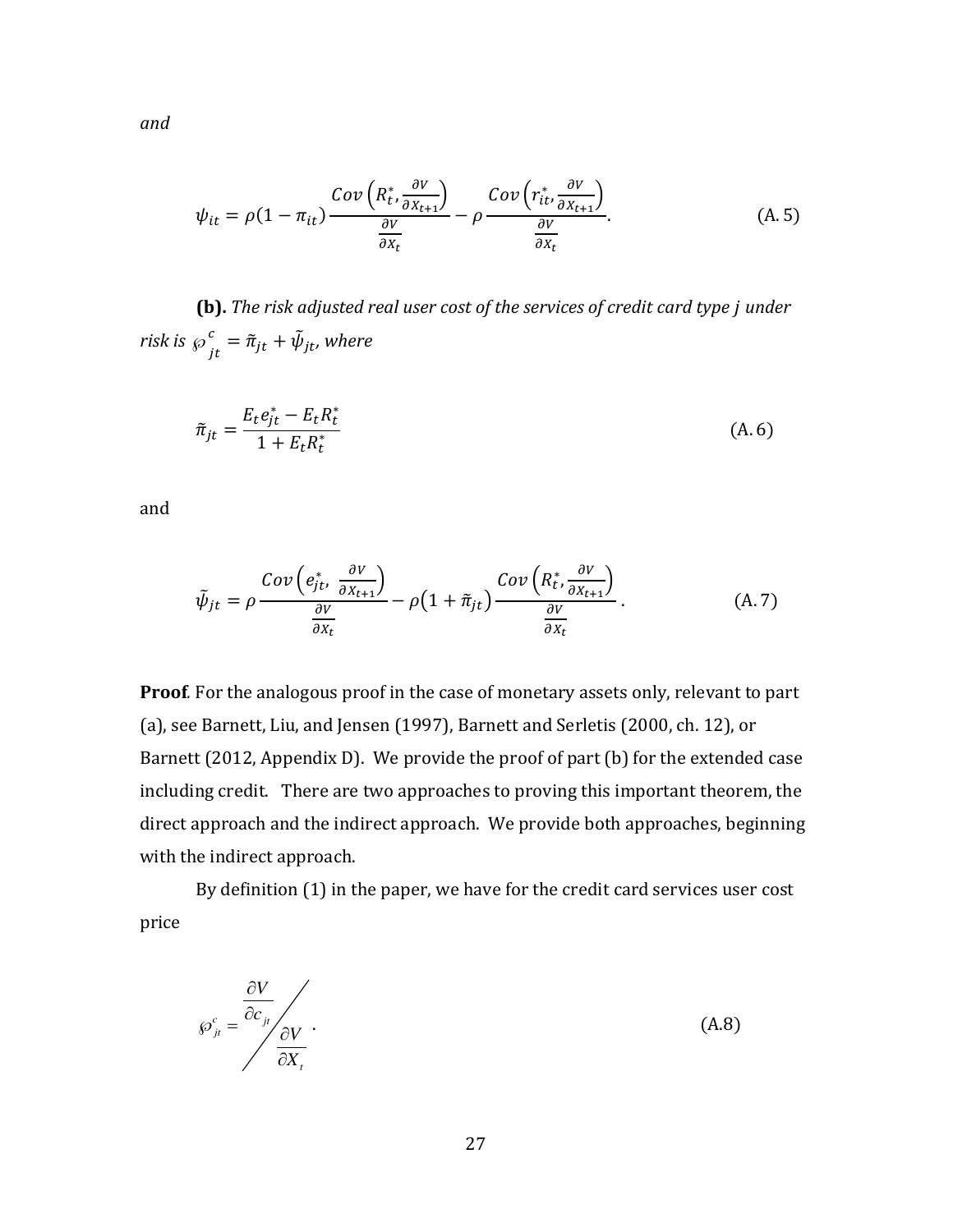*and*

$$\psi_{it} = \rho(1-\pi_{it})\frac{Cov\left(R_t^*, \frac{\partial V}{\partial X_{t+1}}\right)}{\frac{\partial V}{\partial X_t}} - \rho\frac{Cov\left(r_{it}^*, \frac{\partial V}{\partial X_{t+1}}\right)}{\frac{\partial V}{\partial X_t}}. \tag{A.5}$$

**(b).** *The risk adjusted real user cost of the services of credit card type j under risk is* $\wp_{jt}^{c} = \tilde{\pi}_{jt} + \tilde{\psi}_{jt}$*, where*

$$\tilde{\pi}_{jt} = \frac{E_t e_{jt}^* - E_t R_t^*}{1 + E_t R_t^*} \tag{A.6}$$

and

$$\tilde{\psi}_{jt} = \rho\frac{Cov\left(e_{jt}^*, \frac{\partial V}{\partial X_{t+1}}\right)}{\frac{\partial V}{\partial X_t}} - \rho\left(1+\tilde{\pi}_{jt}\right)\frac{Cov\left(R_t^*, \frac{\partial V}{\partial X_{t+1}}\right)}{\frac{\partial V}{\partial X_t}}. \tag{A.7}$$

**Proof**. For the analogous proof in the case of monetary assets only, relevant to part (a), see Barnett, Liu, and Jensen (1997), Barnett and Serletis (2000, ch. 12), or Barnett (2012, Appendix D). We provide the proof of part (b) for the extended case including credit. There are two approaches to proving this important theorem, the direct approach and the indirect approach. We provide both approaches, beginning with the indirect approach.

By definition (1) in the paper, we have for the credit card services user cost price

$$\wp_{jt}^{c} = \frac{\partial V}{\partial c_{jt}} \Bigg/ \frac{\partial V}{\partial X_t}. \tag{A.8}$$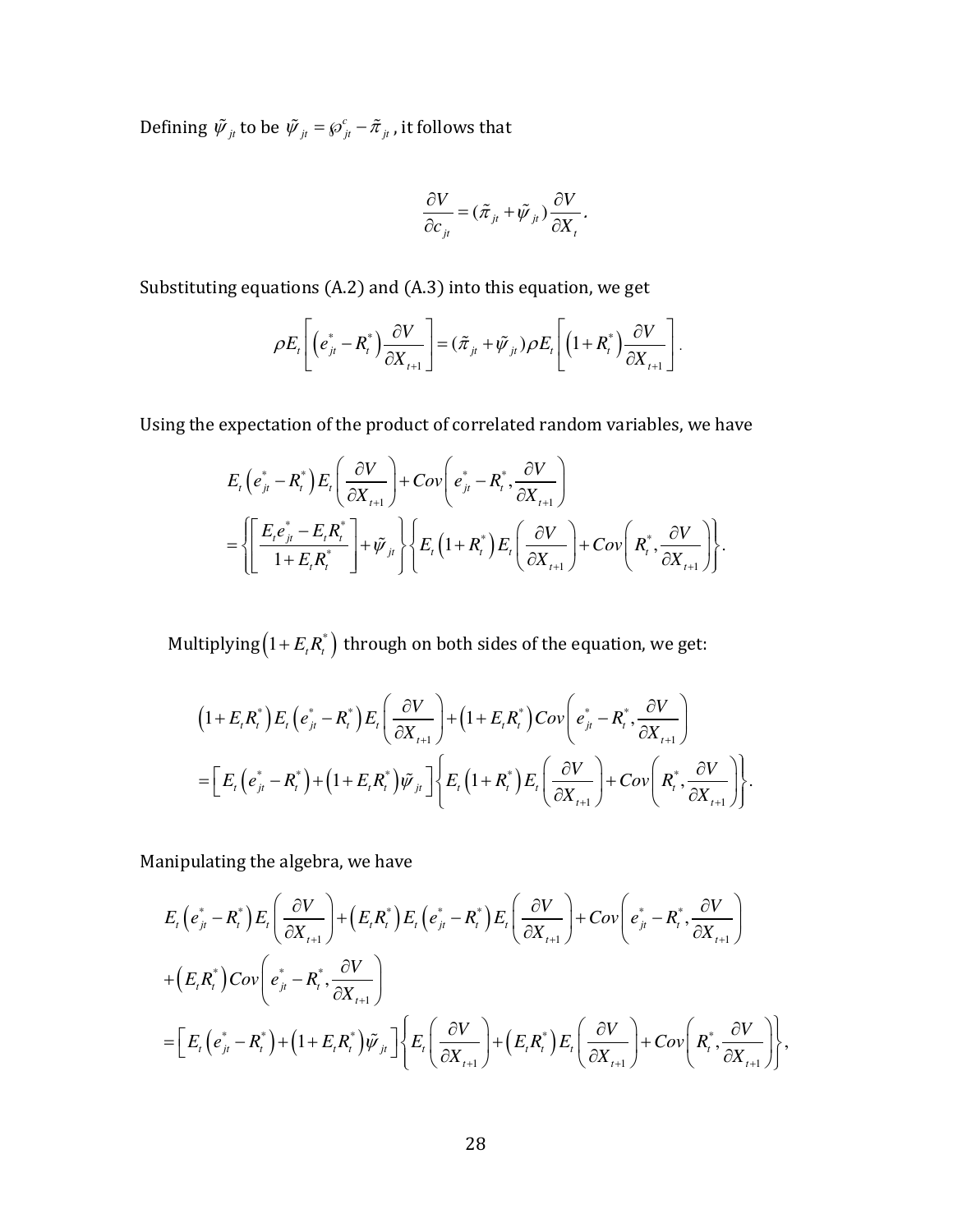Defining $\tilde{\psi}_{jt}$ to be $\tilde{\psi}_{jt} = \wp^{c}_{jt} - \tilde{\pi}_{jt}$, it follows that

$$\frac{\partial V}{\partial c_{jt}} = (\tilde{\pi}_{jt} + \tilde{\psi}_{jt})\frac{\partial V}{\partial X_t}.$$

Substituting equations (A.2) and (A.3) into this equation, we get

$$\rho E_t\left[\left(e^{*}_{jt} - R^{*}_{t}\right)\frac{\partial V}{\partial X_{t+1}}\right] = (\tilde{\pi}_{jt} + \tilde{\psi}_{jt})\rho E_t\left[\left(1 + R^{*}_{t}\right)\frac{\partial V}{\partial X_{t+1}}\right].$$

Using the expectation of the product of correlated random variables, we have

$$\begin{aligned}
&E_t\left(e^{*}_{jt} - R^{*}_{t}\right)E_t\left(\frac{\partial V}{\partial X_{t+1}}\right) + Cov\left(e^{*}_{jt} - R^{*}_{t}, \frac{\partial V}{\partial X_{t+1}}\right) \\
&= \left\{\left[\frac{E_t e^{*}_{jt} - E_t R^{*}_{t}}{1 + E_t R^{*}_{t}}\right] + \tilde{\psi}_{jt}\right\}\left\{E_t\left(1 + R^{*}_{t}\right)E_t\left(\frac{\partial V}{\partial X_{t+1}}\right) + Cov\left(R^{*}_{t}, \frac{\partial V}{\partial X_{t+1}}\right)\right\}.
\end{aligned}$$

Multiplying $\left(1 + E_t R^{*}_{t}\right)$ through on both sides of the equation, we get:

$$\begin{aligned}
&\left(1 + E_t R^{*}_{t}\right)E_t\left(e^{*}_{jt} - R^{*}_{t}\right)E_t\left(\frac{\partial V}{\partial X_{t+1}}\right) + \left(1 + E_t R^{*}_{t}\right)Cov\left(e^{*}_{jt} - R^{*}_{t}, \frac{\partial V}{\partial X_{t+1}}\right) \\
&= \left[E_t\left(e^{*}_{jt} - R^{*}_{t}\right) + \left(1 + E_t R^{*}_{t}\right)\tilde{\psi}_{jt}\right]\left\{E_t\left(1 + R^{*}_{t}\right)E_t\left(\frac{\partial V}{\partial X_{t+1}}\right) + Cov\left(R^{*}_{t}, \frac{\partial V}{\partial X_{t+1}}\right)\right\}.
\end{aligned}$$

Manipulating the algebra, we have

$$\begin{aligned}
&E_t\left(e^{*}_{jt} - R^{*}_{t}\right)E_t\left(\frac{\partial V}{\partial X_{t+1}}\right) + \left(E_t R^{*}_{t}\right)E_t\left(e^{*}_{jt} - R^{*}_{t}\right)E_t\left(\frac{\partial V}{\partial X_{t+1}}\right) + Cov\left(e^{*}_{jt} - R^{*}_{t}, \frac{\partial V}{\partial X_{t+1}}\right) \\
&+ \left(E_t R^{*}_{t}\right)Cov\left(e^{*}_{jt} - R^{*}_{t}, \frac{\partial V}{\partial X_{t+1}}\right) \\
&= \left[E_t\left(e^{*}_{jt} - R^{*}_{t}\right) + \left(1 + E_t R^{*}_{t}\right)\tilde{\psi}_{jt}\right]\left\{E_t\left(\frac{\partial V}{\partial X_{t+1}}\right) + \left(E_t R^{*}_{t}\right)E_t\left(\frac{\partial V}{\partial X_{t+1}}\right) + Cov\left(R^{*}_{t}, \frac{\partial V}{\partial X_{t+1}}\right)\right\},
\end{aligned}$$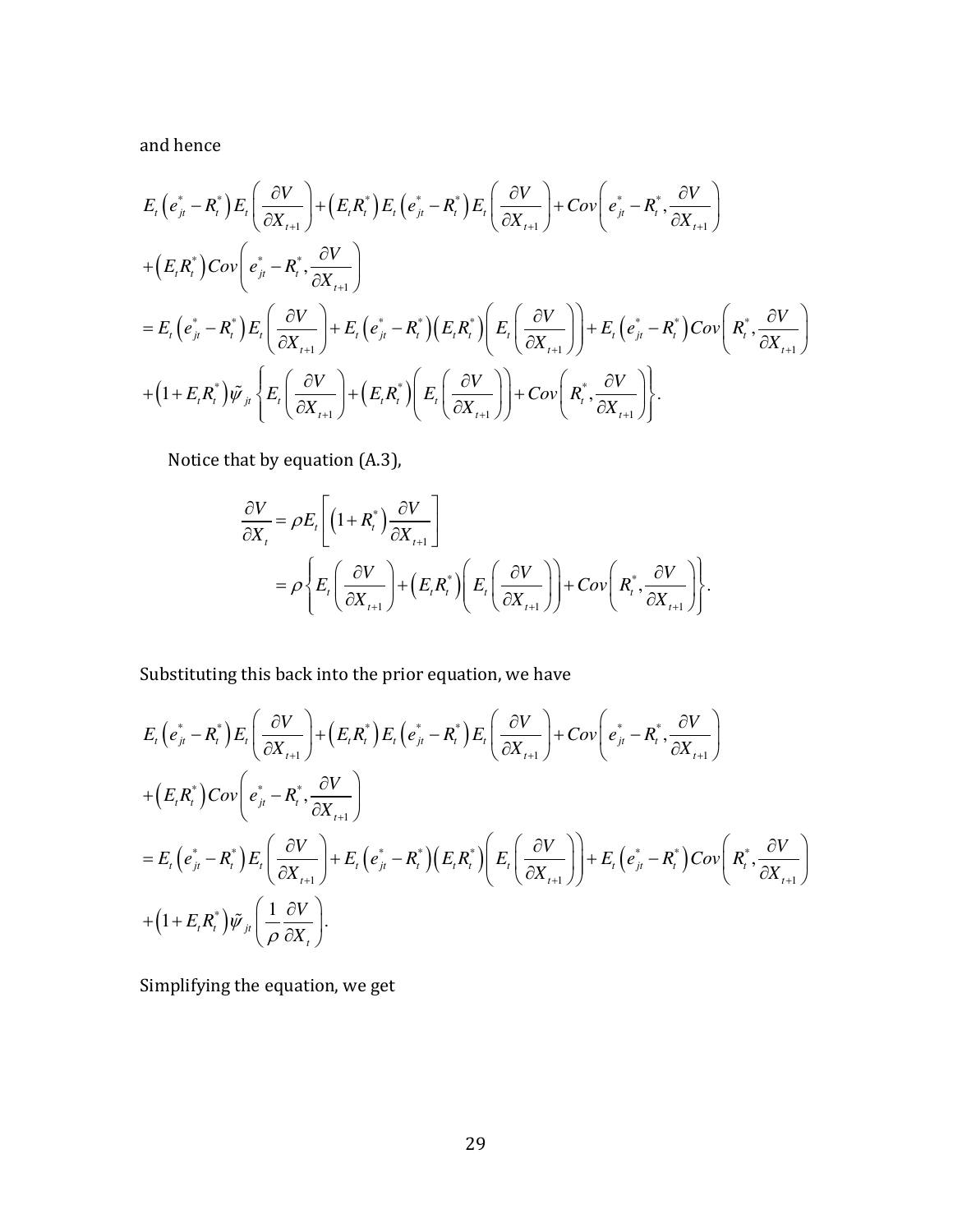and hence

$$
\begin{aligned}
&E_t\left(e_{jt}^* - R_t^*\right)E_t\left(\frac{\partial V}{\partial X_{t+1}}\right) + \left(E_t R_t^*\right)E_t\left(e_{jt}^* - R_t^*\right)E_t\left(\frac{\partial V}{\partial X_{t+1}}\right) + Cov\left(e_{jt}^* - R_t^*, \frac{\partial V}{\partial X_{t+1}}\right) \\
&+\left(E_t R_t^*\right)Cov\left(e_{jt}^* - R_t^*, \frac{\partial V}{\partial X_{t+1}}\right) \\
&= E_t\left(e_{jt}^* - R_t^*\right)E_t\left(\frac{\partial V}{\partial X_{t+1}}\right) + E_t\left(e_{jt}^* - R_t^*\right)\left(E_t R_t^*\right)\left(E_t\left(\frac{\partial V}{\partial X_{t+1}}\right)\right) + E_t\left(e_{jt}^* - R_t^*\right)Cov\left(R_t^*, \frac{\partial V}{\partial X_{t+1}}\right) \\
&+\left(1 + E_t R_t^*\right)\tilde{\psi}_{jt}\left\{E_t\left(\frac{\partial V}{\partial X_{t+1}}\right) + \left(E_t R_t^*\right)\left(E_t\left(\frac{\partial V}{\partial X_{t+1}}\right)\right) + Cov\left(R_t^*, \frac{\partial V}{\partial X_{t+1}}\right)\right\}.
\end{aligned}
$$

Notice that by equation (A.3),

$$
\begin{aligned}
\frac{\partial V}{\partial X_t} &= \rho E_t\left[\left(1 + R_t^*\right)\frac{\partial V}{\partial X_{t+1}}\right] \\
&= \rho\left\{E_t\left(\frac{\partial V}{\partial X_{t+1}}\right) + \left(E_t R_t^*\right)\left(E_t\left(\frac{\partial V}{\partial X_{t+1}}\right)\right) + Cov\left(R_t^*, \frac{\partial V}{\partial X_{t+1}}\right)\right\}.
\end{aligned}
$$

Substituting this back into the prior equation, we have

$$
\begin{aligned}
&E_t\left(e_{jt}^* - R_t^*\right)E_t\left(\frac{\partial V}{\partial X_{t+1}}\right) + \left(E_t R_t^*\right)E_t\left(e_{jt}^* - R_t^*\right)E_t\left(\frac{\partial V}{\partial X_{t+1}}\right) + Cov\left(e_{jt}^* - R_t^*, \frac{\partial V}{\partial X_{t+1}}\right) \\
&+\left(E_t R_t^*\right)Cov\left(e_{jt}^* - R_t^*, \frac{\partial V}{\partial X_{t+1}}\right) \\
&= E_t\left(e_{jt}^* - R_t^*\right)E_t\left(\frac{\partial V}{\partial X_{t+1}}\right) + E_t\left(e_{jt}^* - R_t^*\right)\left(E_t R_t^*\right)\left(E_t\left(\frac{\partial V}{\partial X_{t+1}}\right)\right) + E_t\left(e_{jt}^* - R_t^*\right)Cov\left(R_t^*, \frac{\partial V}{\partial X_{t+1}}\right) \\
&+\left(1 + E_t R_t^*\right)\tilde{\psi}_{jt}\left(\frac{1}{\rho}\frac{\partial V}{\partial X_t}\right).
\end{aligned}
$$

Simplifying the equation, we get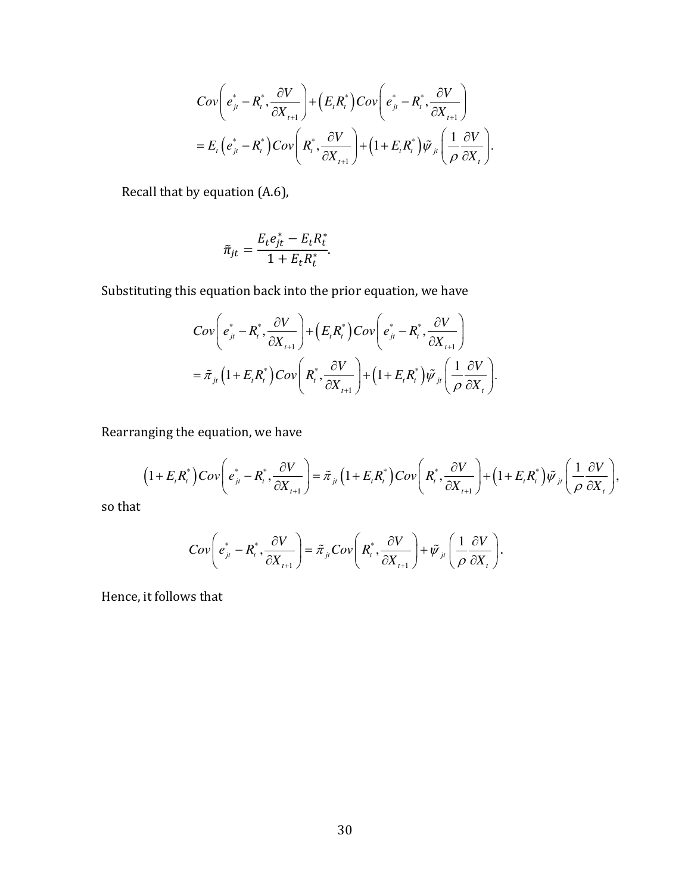$$
\begin{aligned}
&Cov\left(e_{jt}^{*}-R_{t}^{*},\frac{\partial V}{\partial X_{t+1}}\right)+\left(E_{t}R_{t}^{*}\right)Cov\left(e_{jt}^{*}-R_{t}^{*},\frac{\partial V}{\partial X_{t+1}}\right)\\
&=E_{t}\left(e_{jt}^{*}-R_{t}^{*}\right)Cov\left(R_{t}^{*},\frac{\partial V}{\partial X_{t+1}}\right)+\left(1+E_{t}R_{t}^{*}\right)\tilde{\psi}_{jt}\left(\frac{1}{\rho}\frac{\partial V}{\partial X_{t}}\right).
\end{aligned}
$$

Recall that by equation (A.6),

$$
\tilde{\pi}_{jt}=\frac{E_{t}e_{jt}^{*}-E_{t}R_{t}^{*}}{1+E_{t}R_{t}^{*}}.
$$

Substituting this equation back into the prior equation, we have

$$
\begin{aligned}
&Cov\left(e_{jt}^{*}-R_{t}^{*},\frac{\partial V}{\partial X_{t+1}}\right)+\left(E_{t}R_{t}^{*}\right)Cov\left(e_{jt}^{*}-R_{t}^{*},\frac{\partial V}{\partial X_{t+1}}\right)\\
&=\tilde{\pi}_{jt}\left(1+E_{t}R_{t}^{*}\right)Cov\left(R_{t}^{*},\frac{\partial V}{\partial X_{t+1}}\right)+\left(1+E_{t}R_{t}^{*}\right)\tilde{\psi}_{jt}\left(\frac{1}{\rho}\frac{\partial V}{\partial X_{t}}\right).
\end{aligned}
$$

Rearranging the equation, we have

$$
\left(1+E_{t}R_{t}^{*}\right)Cov\left(e_{jt}^{*}-R_{t}^{*},\frac{\partial V}{\partial X_{t+1}}\right)=\tilde{\pi}_{jt}\left(1+E_{t}R_{t}^{*}\right)Cov\left(R_{t}^{*},\frac{\partial V}{\partial X_{t+1}}\right)+\left(1+E_{t}R_{t}^{*}\right)\tilde{\psi}_{jt}\left(\frac{1}{\rho}\frac{\partial V}{\partial X_{t}}\right),
$$

so that

$$
Cov\left(e_{jt}^{*}-R_{t}^{*},\frac{\partial V}{\partial X_{t+1}}\right)=\tilde{\pi}_{jt}Cov\left(R_{t}^{*},\frac{\partial V}{\partial X_{t+1}}\right)+\tilde{\psi}_{jt}\left(\frac{1}{\rho}\frac{\partial V}{\partial X_{t}}\right).
$$

Hence, it follows that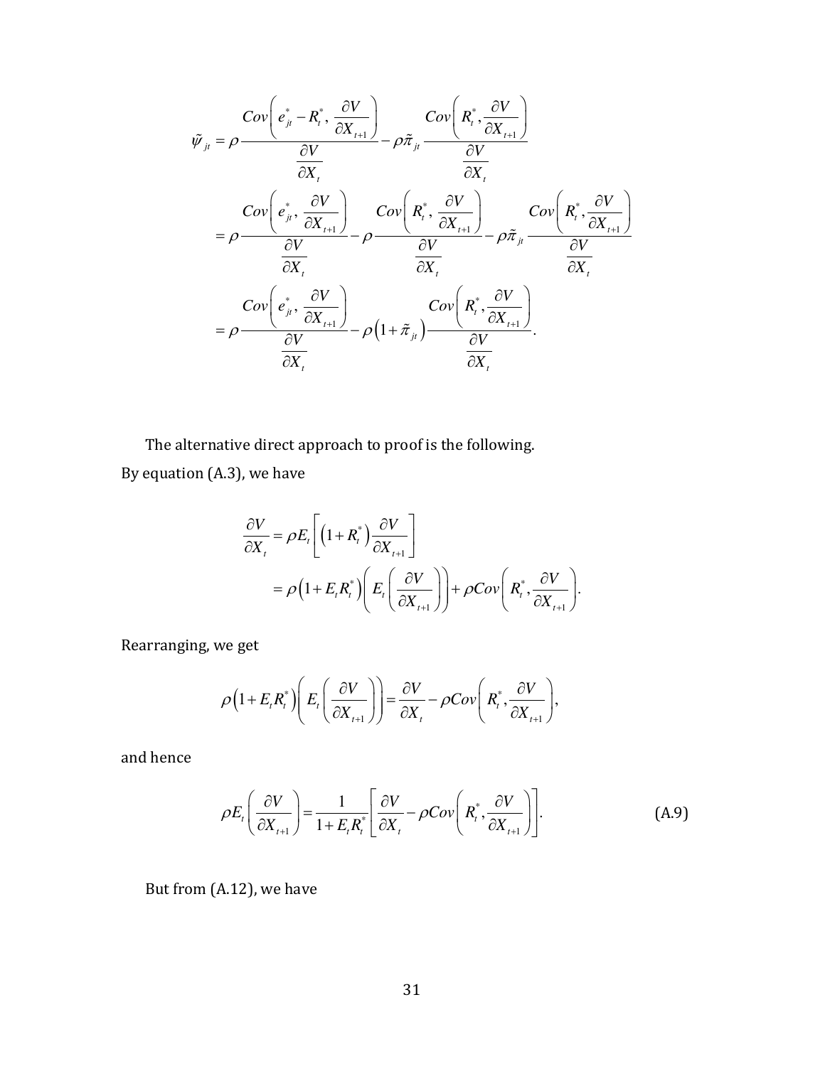$$
\begin{aligned}
\tilde{\psi}_{jt} &= \rho \frac{Cov\left(e_{jt}^{*} - R_t^{*}, \dfrac{\partial V}{\partial X_{t+1}}\right)}{\dfrac{\partial V}{\partial X_t}} - \rho \tilde{\pi}_{jt} \frac{Cov\left(R_t^{*}, \dfrac{\partial V}{\partial X_{t+1}}\right)}{\dfrac{\partial V}{\partial X_t}} \\
&= \rho \frac{Cov\left(e_{jt}^{*}, \dfrac{\partial V}{\partial X_{t+1}}\right)}{\dfrac{\partial V}{\partial X_t}} - \rho \frac{Cov\left(R_t^{*}, \dfrac{\partial V}{\partial X_{t+1}}\right)}{\dfrac{\partial V}{\partial X_t}} - \rho \tilde{\pi}_{jt} \frac{Cov\left(R_t^{*}, \dfrac{\partial V}{\partial X_{t+1}}\right)}{\dfrac{\partial V}{\partial X_t}} \\
&= \rho \frac{Cov\left(e_{jt}^{*}, \dfrac{\partial V}{\partial X_{t+1}}\right)}{\dfrac{\partial V}{\partial X_t}} - \rho \left(1 + \tilde{\pi}_{jt}\right) \frac{Cov\left(R_t^{*}, \dfrac{\partial V}{\partial X_{t+1}}\right)}{\dfrac{\partial V}{\partial X_t}}.
\end{aligned}
$$

The alternative direct approach to proof is the following.

By equation (A.3), we have

$$
\begin{aligned}
\frac{\partial V}{\partial X_t} &= \rho E_t \left[ \left(1 + R_t^{*}\right) \frac{\partial V}{\partial X_{t+1}} \right] \\
&= \rho \left(1 + E_t R_t^{*}\right) \left( E_t \left( \frac{\partial V}{\partial X_{t+1}} \right) \right) + \rho Cov\left( R_t^{*}, \frac{\partial V}{\partial X_{t+1}} \right).
\end{aligned}
$$

Rearranging, we get

$$
\rho \left(1 + E_t R_t^{*}\right) \left( E_t \left( \frac{\partial V}{\partial X_{t+1}} \right) \right) = \frac{\partial V}{\partial X_t} - \rho Cov\left( R_t^{*}, \frac{\partial V}{\partial X_{t+1}} \right),
$$

and hence

$$
\rho E_t \left( \frac{\partial V}{\partial X_{t+1}} \right) = \frac{1}{1 + E_t R_t^{*}} \left[ \frac{\partial V}{\partial X_t} - \rho Cov\left( R_t^{*}, \frac{\partial V}{\partial X_{t+1}} \right) \right]. \tag{A.9}
$$

But from (A.12), we have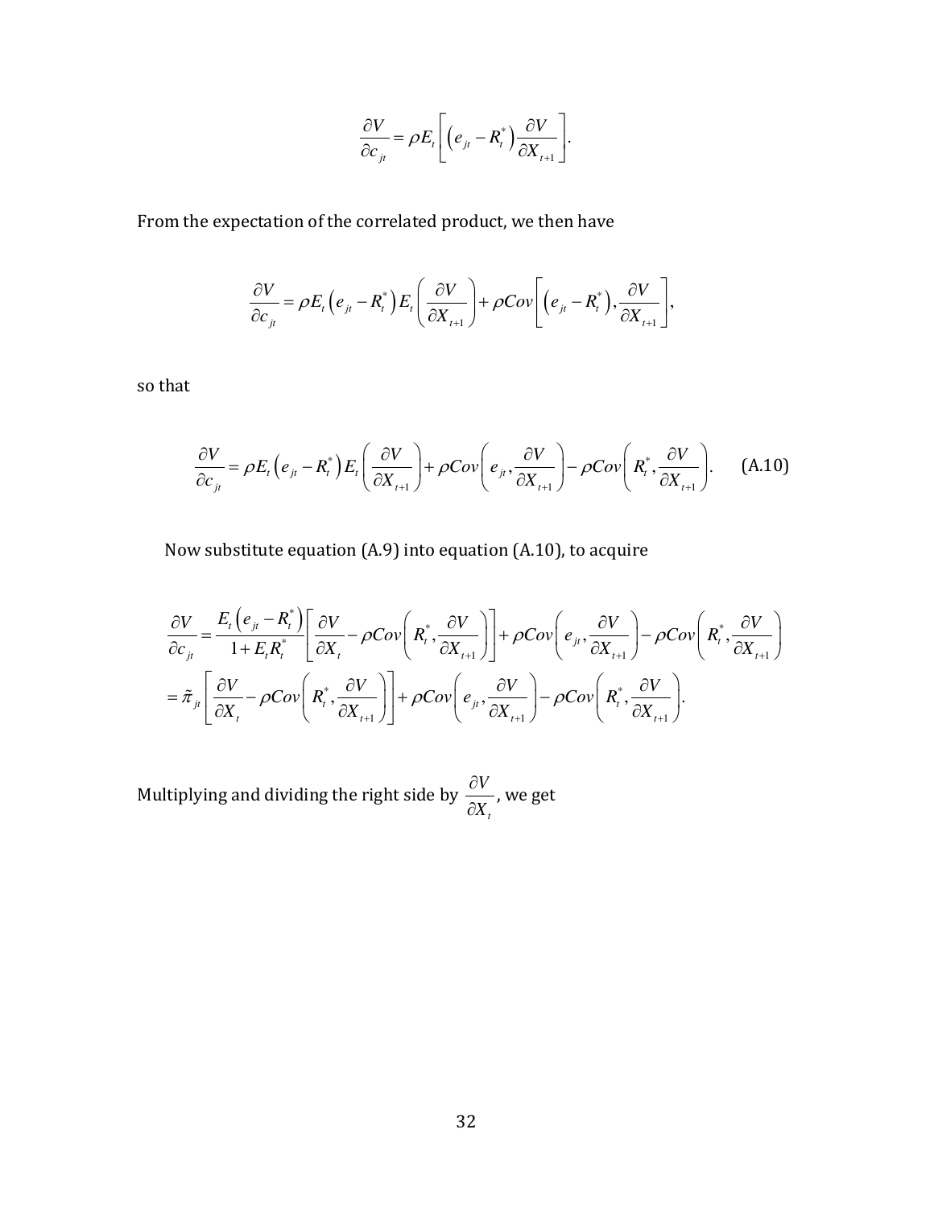$$\frac{\partial V}{\partial c_{jt}} = \rho E_t \left[ \left( e_{jt} - R_t^* \right) \frac{\partial V}{\partial X_{t+1}} \right].$$

From the expectation of the correlated product, we then have

$$\frac{\partial V}{\partial c_{jt}} = \rho E_t \left( e_{jt} - R_t^* \right) E_t \left( \frac{\partial V}{\partial X_{t+1}} \right) + \rho Cov \left[ \left( e_{jt} - R_t^* \right), \frac{\partial V}{\partial X_{t+1}} \right],$$

so that

$$\frac{\partial V}{\partial c_{jt}} = \rho E_t \left( e_{jt} - R_t^* \right) E_t \left( \frac{\partial V}{\partial X_{t+1}} \right) + \rho Cov \left( e_{jt}, \frac{\partial V}{\partial X_{t+1}} \right) - \rho Cov \left( R_t^*, \frac{\partial V}{\partial X_{t+1}} \right). \qquad \text{(A.10)}$$

Now substitute equation (A.9) into equation (A.10), to acquire

$$\begin{aligned}
\frac{\partial V}{\partial c_{jt}} &= \frac{E_t \left( e_{jt} - R_t^* \right)}{1 + E_t R_t^*} \left[ \frac{\partial V}{\partial X_t} - \rho Cov \left( R_t^*, \frac{\partial V}{\partial X_{t+1}} \right) \right] + \rho Cov \left( e_{jt}, \frac{\partial V}{\partial X_{t+1}} \right) - \rho Cov \left( R_t^*, \frac{\partial V}{\partial X_{t+1}} \right) \\
&= \tilde{\pi}_{jt} \left[ \frac{\partial V}{\partial X_t} - \rho Cov \left( R_t^*, \frac{\partial V}{\partial X_{t+1}} \right) \right] + \rho Cov \left( e_{jt}, \frac{\partial V}{\partial X_{t+1}} \right) - \rho Cov \left( R_t^*, \frac{\partial V}{\partial X_{t+1}} \right).
\end{aligned}$$

Multiplying and dividing the right side by $\frac{\partial V}{\partial X_t}$, we get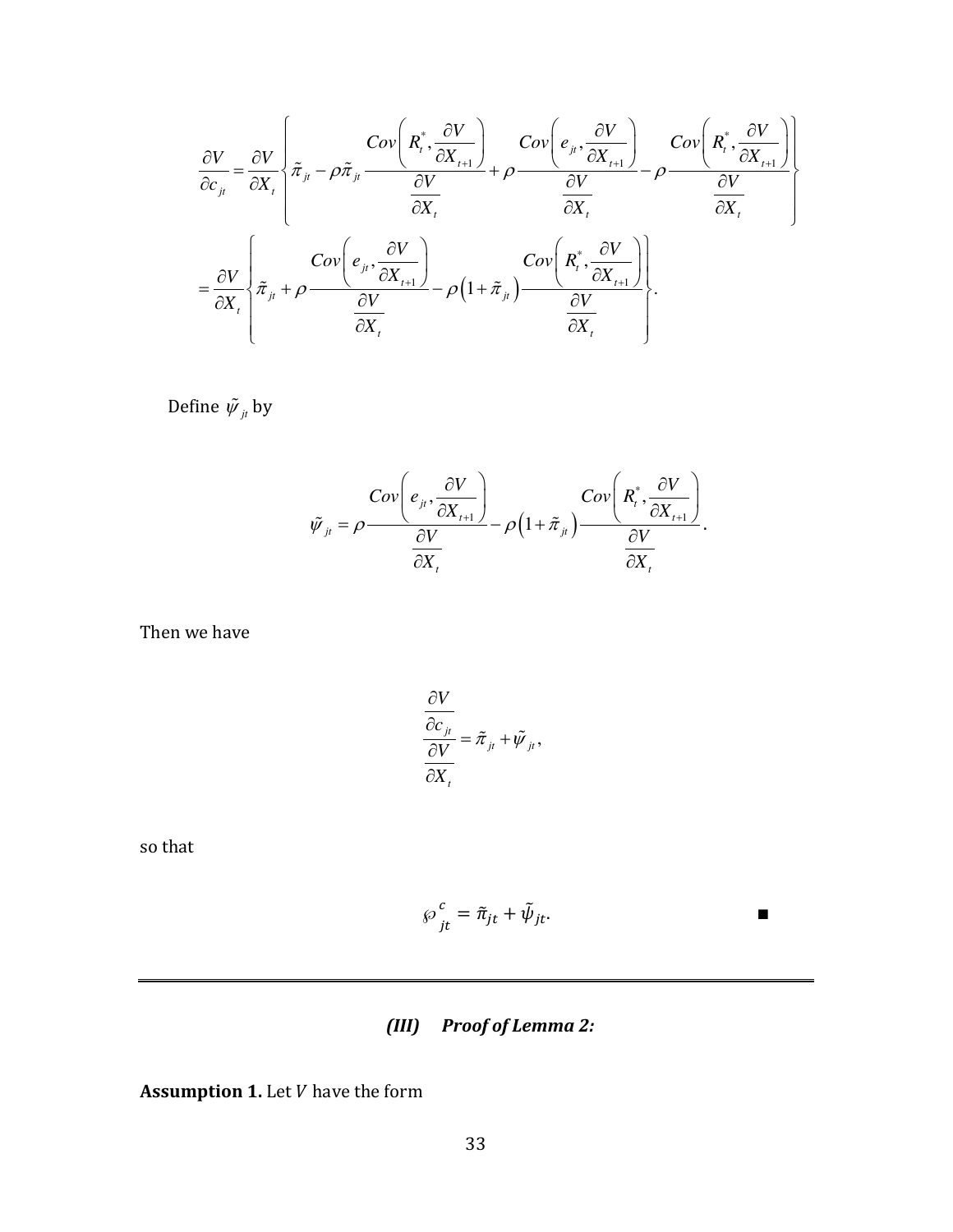$$\frac{\partial V}{\partial c_{jt}} = \frac{\partial V}{\partial X_t}\left\{ \tilde{\pi}_{jt} - \rho\tilde{\pi}_{jt}\frac{Cov\left(R_t^*, \dfrac{\partial V}{\partial X_{t+1}}\right)}{\dfrac{\partial V}{\partial X_t}} + \rho\frac{Cov\left(e_{jt}, \dfrac{\partial V}{\partial X_{t+1}}\right)}{\dfrac{\partial V}{\partial X_t}} - \rho\frac{Cov\left(R_t^*, \dfrac{\partial V}{\partial X_{t+1}}\right)}{\dfrac{\partial V}{\partial X_t}} \right\}$$

$$= \frac{\partial V}{\partial X_t}\left\{ \tilde{\pi}_{jt} + \rho\frac{Cov\left(e_{jt}, \dfrac{\partial V}{\partial X_{t+1}}\right)}{\dfrac{\partial V}{\partial X_t}} - \rho\left(1+\tilde{\pi}_{jt}\right)\frac{Cov\left(R_t^*, \dfrac{\partial V}{\partial X_{t+1}}\right)}{\dfrac{\partial V}{\partial X_t}} \right\}.$$

Define $\tilde{\psi}_{jt}$ by

$$\tilde{\psi}_{jt} = \rho\frac{Cov\left(e_{jt}, \dfrac{\partial V}{\partial X_{t+1}}\right)}{\dfrac{\partial V}{\partial X_t}} - \rho\left(1+\tilde{\pi}_{jt}\right)\frac{Cov\left(R_t^*, \dfrac{\partial V}{\partial X_{t+1}}\right)}{\dfrac{\partial V}{\partial X_t}}.$$

Then we have

$$\frac{\dfrac{\partial V}{\partial c_{jt}}}{\dfrac{\partial V}{\partial X_t}} = \tilde{\pi}_{jt} + \tilde{\psi}_{jt},$$

so that

$$\wp_{jt}^{c} = \tilde{\pi}_{jt} + \tilde{\psi}_{jt}. \qquad \blacksquare$$

---

### *(III) Proof of Lemma 2:*

**Assumption 1.** Let $V$ have the form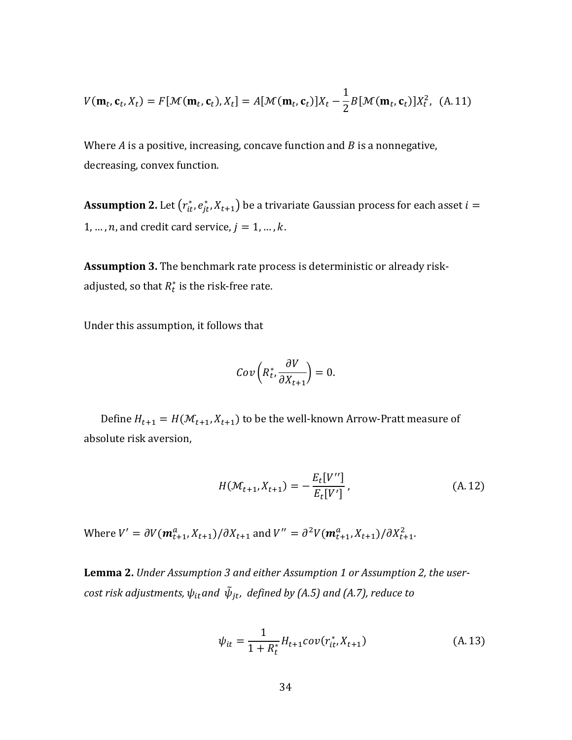$$V(\mathbf{m}_t, \mathbf{c}_t, X_t) = F[\mathcal{M}(\mathbf{m}_t, \mathbf{c}_t), X_t] = A[\mathcal{M}(\mathbf{m}_t, \mathbf{c}_t)]X_t - \frac{1}{2}B[\mathcal{M}(\mathbf{m}_t, \mathbf{c}_t)]X_t^2, \quad \text{(A.11)}$$

Where $A$ is a positive, increasing, concave function and $B$ is a nonnegative, decreasing, convex function.

**Assumption 2.** Let $(r_{it}^*, e_{jt}^*, X_{t+1})$ be a trivariate Gaussian process for each asset $i = 1, \ldots, n$, and credit card service, $j = 1, \ldots, k$.

**Assumption 3.** The benchmark rate process is deterministic or already risk-adjusted, so that $R_t^*$ is the risk-free rate.

Under this assumption, it follows that

$$Cov\left(R_t^*, \frac{\partial V}{\partial X_{t+1}}\right) = 0.$$

Define $H_{t+1} = H(\mathcal{M}_{t+1}, X_{t+1})$ to be the well-known Arrow-Pratt measure of absolute risk aversion,

$$H(\mathcal{M}_{t+1}, X_{t+1}) = -\frac{E_t[V'']}{E_t[V']}, \quad \text{(A.12)}$$

Where $V' = \partial V(\boldsymbol{m}_{t+1}^a, X_{t+1})/\partial X_{t+1}$ and $V'' = \partial^2 V(\boldsymbol{m}_{t+1}^a, X_{t+1})/\partial X_{t+1}^2$.

**Lemma 2.** *Under Assumption 3 and either Assumption 1 or Assumption 2, the user-cost risk adjustments,* $\psi_{it}$ *and* $\tilde{\psi}_{jt}$, *defined by (A.5) and (A.7), reduce to*

$$\psi_{it} = \frac{1}{1 + R_t^*} H_{t+1} cov(r_{it}^*, X_{t+1}) \quad \text{(A.13)}$$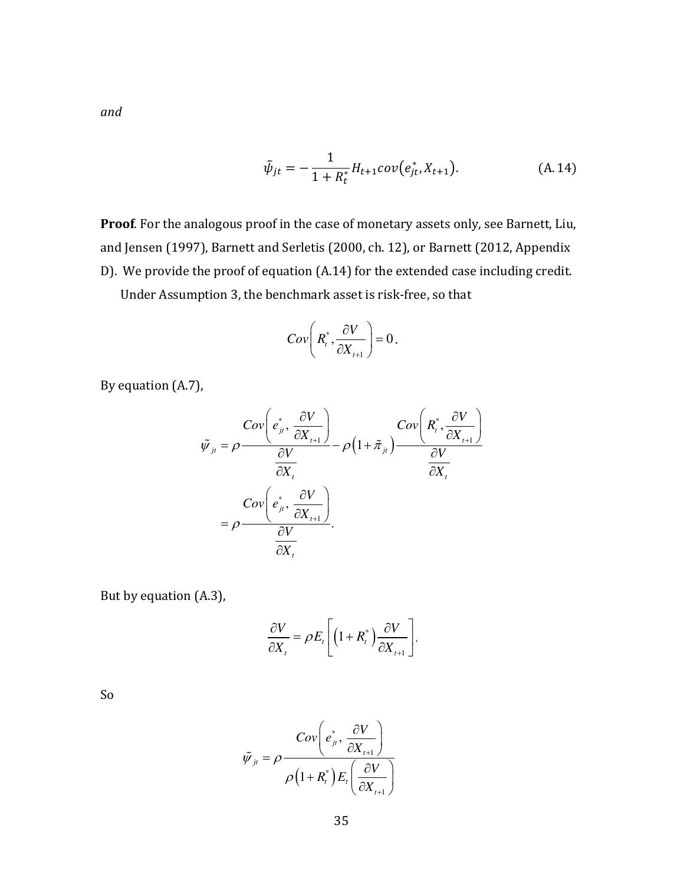*and*

$$\tilde{\psi}_{jt} = -\frac{1}{1+R_t^*} H_{t+1} cov\left(e_{jt}^*, X_{t+1}\right). \tag{A.14}$$

**Proof**. For the analogous proof in the case of monetary assets only, see Barnett, Liu, and Jensen (1997), Barnett and Serletis (2000, ch. 12), or Barnett (2012, Appendix D). We provide the proof of equation (A.14) for the extended case including credit.

Under Assumption 3, the benchmark asset is risk-free, so that

$$Cov\left(R_t^*, \frac{\partial V}{\partial X_{t+1}}\right) = 0.$$

By equation (A.7),

$$\tilde{\psi}_{jt} = \rho \frac{Cov\left(e_{jt}^*, \dfrac{\partial V}{\partial X_{t+1}}\right)}{\dfrac{\partial V}{\partial X_t}} - \rho\left(1+\tilde{\pi}_{jt}\right) \frac{Cov\left(R_t^*, \dfrac{\partial V}{\partial X_{t+1}}\right)}{\dfrac{\partial V}{\partial X_t}}$$

$$= \rho \frac{Cov\left(e_{jt}^*, \dfrac{\partial V}{\partial X_{t+1}}\right)}{\dfrac{\partial V}{\partial X_t}}.$$

But by equation (A.3),

$$\frac{\partial V}{\partial X_t} = \rho E_t\left[\left(1+R_t^*\right)\frac{\partial V}{\partial X_{t+1}}\right],$$

So

$$\tilde{\psi}_{jt} = \rho \frac{Cov\left(e_{jt}^*, \dfrac{\partial V}{\partial X_{t+1}}\right)}{\rho\left(1+R_t^*\right) E_t\left(\dfrac{\partial V}{\partial X_{t+1}}\right)}$$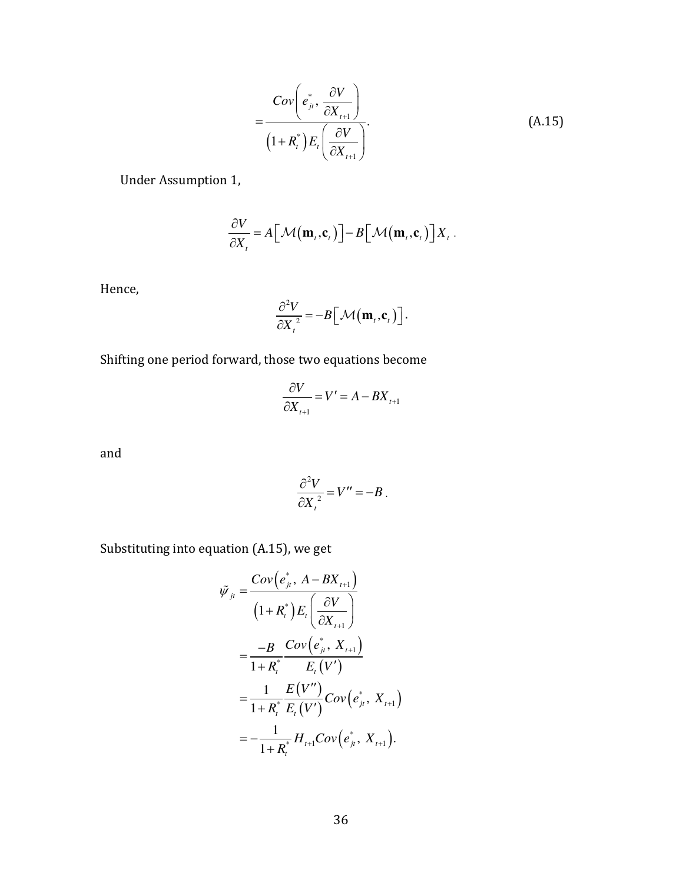$$= \frac{Cov\left(e_{jt}^{*},\ \dfrac{\partial V}{\partial X_{t+1}}\right)}{\left(1+R_t^{*}\right)E_t\left(\dfrac{\partial V}{\partial X_{t+1}}\right)}. \tag{A.15}$$

Under Assumption 1,

$$\frac{\partial V}{\partial X_t} = A\left[\mathcal{M}\left(\mathbf{m}_t, \mathbf{c}_t\right)\right] - B\left[\mathcal{M}\left(\mathbf{m}_t, \mathbf{c}_t\right)\right]X_t .$$

Hence,

$$\frac{\partial^2 V}{\partial X_t^{\,2}} = -B\left[\mathcal{M}\left(\mathbf{m}_t, \mathbf{c}_t\right)\right].$$

Shifting one period forward, those two equations become

$$\frac{\partial V}{\partial X_{t+1}} = V' = A - BX_{t+1}$$

and

$$\frac{\partial^2 V}{\partial X_t^{\,2}} = V'' = -B .$$

Substituting into equation (A.15), we get

$$\begin{aligned}
\tilde{\psi}_{jt} &= \frac{Cov\left(e_{jt}^{*},\ A - BX_{t+1}\right)}{\left(1+R_t^{*}\right)E_t\left(\dfrac{\partial V}{\partial X_{t+1}}\right)} \\
&= \frac{-B}{1+R_t^{*}}\frac{Cov\left(e_{jt}^{*},\ X_{t+1}\right)}{E_t\left(V'\right)} \\
&= \frac{1}{1+R_t^{*}}\frac{E\left(V''\right)}{E_t\left(V'\right)}Cov\left(e_{jt}^{*},\ X_{t+1}\right) \\
&= -\frac{1}{1+R_t^{*}}H_{t+1}Cov\left(e_{jt}^{*},\ X_{t+1}\right).
\end{aligned}$$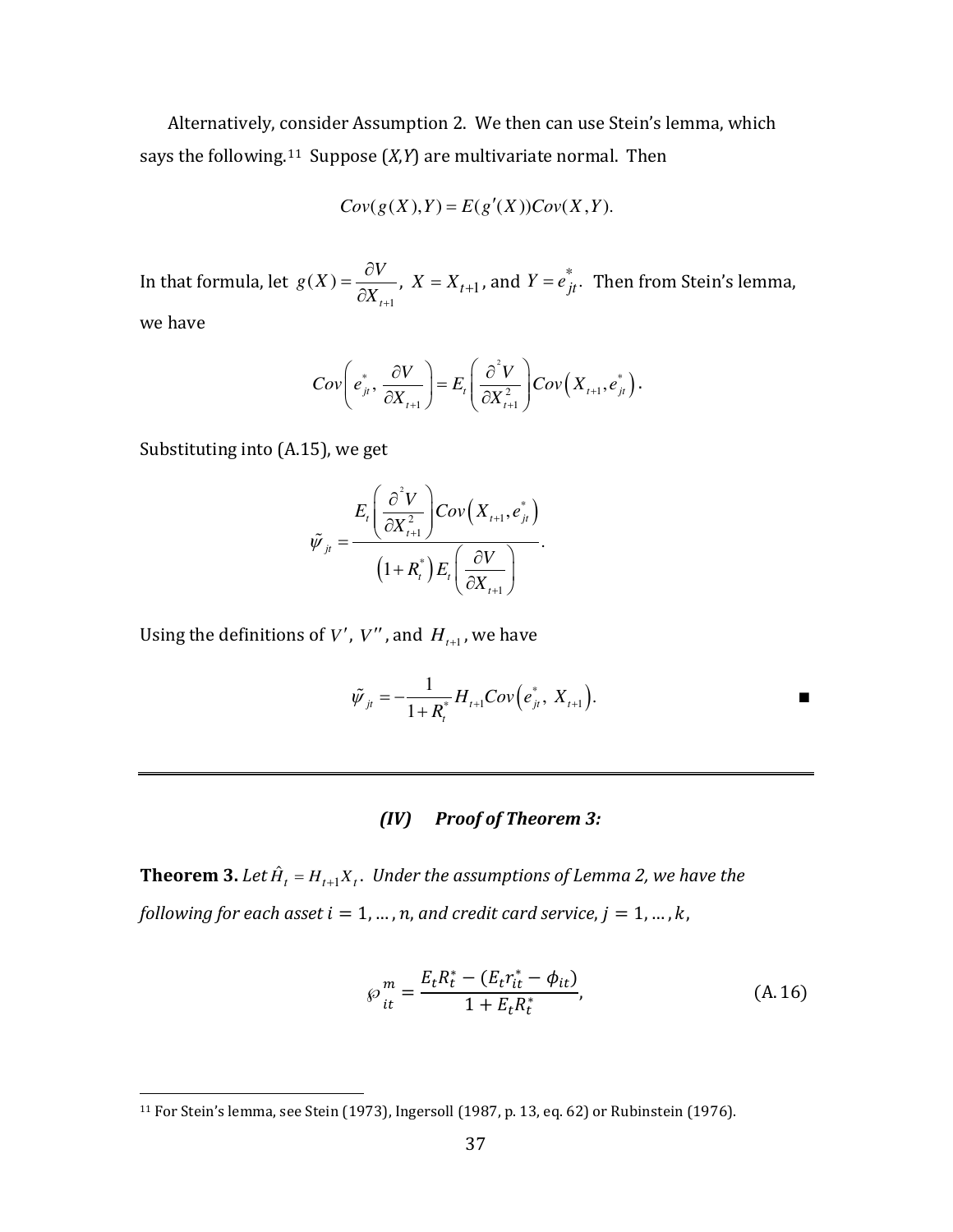Alternatively, consider Assumption 2. We then can use Stein's lemma, which says the following.[11] Suppose (*X*,*Y*) are multivariate normal. Then

$$Cov(g(X),Y) = E(g'(X))Cov(X,Y).$$

In that formula, let $g(X) = \dfrac{\partial V}{\partial X_{t+1}}$, $X = X_{t+1}$, and $Y = e^*_{jt}$. Then from Stein's lemma, we have

$$Cov\left(e^*_{jt}, \frac{\partial V}{\partial X_{t+1}}\right) = E_t\left(\frac{\partial^2 V}{\partial X^2_{t+1}}\right) Cov\left(X_{t+1}, e^*_{jt}\right).$$

Substituting into (A.15), we get

$$\tilde{\psi}_{jt} = \frac{E_t\left(\dfrac{\partial^2 V}{\partial X^2_{t+1}}\right) Cov\left(X_{t+1}, e^*_{jt}\right)}{\left(1+R^*_t\right) E_t\left(\dfrac{\partial V}{\partial X_{t+1}}\right)}.$$

Using the definitions of $V'$, $V''$, and $H_{t+1}$, we have

$$\tilde{\psi}_{jt} = -\frac{1}{1+R^*_t} H_{t+1} Cov\left(e^*_{jt},\ X_{t+1}\right). \qquad \blacksquare$$

---

### *(IV) Proof of Theorem 3:*

**Theorem 3.** *Let* $\hat{H}_t = H_{t+1}X_t$. *Under the assumptions of Lemma 2, we have the following for each asset* $i = 1, \ldots, n$, *and credit card service,* $j = 1, \ldots, k$,

$$\wp^m_{it} = \frac{E_t R^*_t - (E_t r^*_{it} - \phi_{it})}{1 + E_t R^*_t}, \tag{A.16}$$

---

[11] For Stein's lemma, see Stein (1973), Ingersoll (1987, p. 13, eq. 62) or Rubinstein (1976).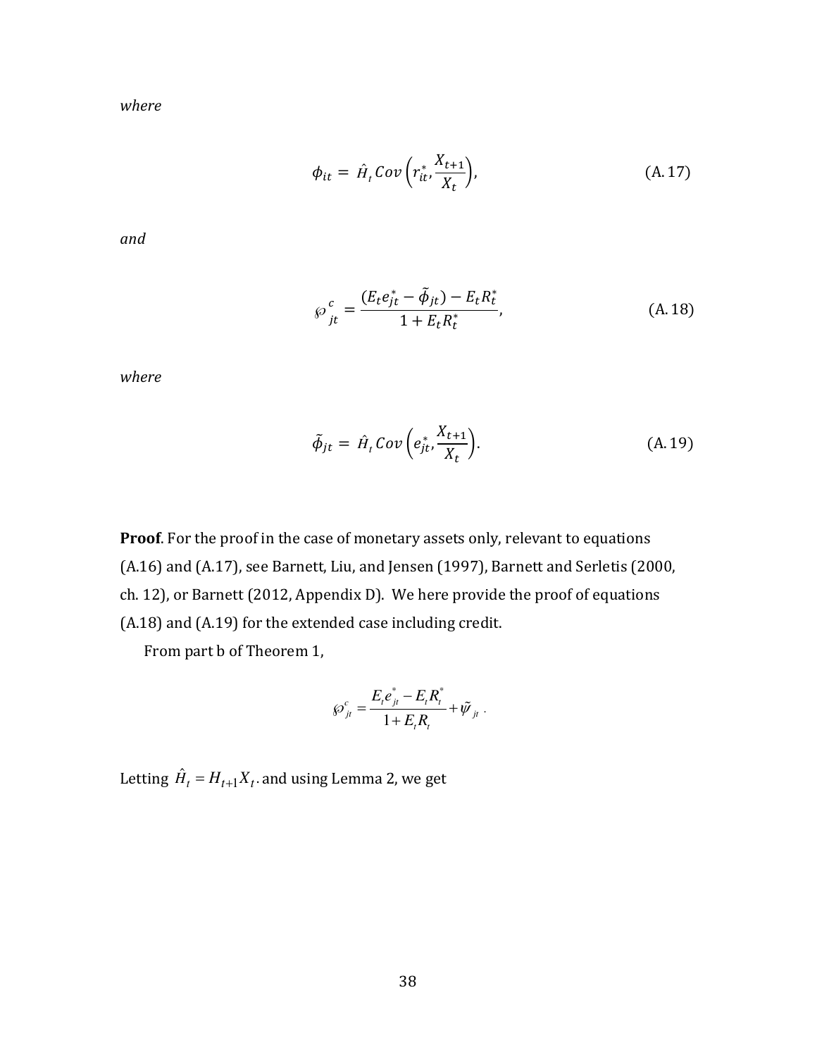*where*

$$\phi_{it} = \hat{H}_t \, Cov\left(r_{it}^*, \frac{X_{t+1}}{X_t}\right), \tag{A.17}$$

*and*

$$\wp_{jt}^{c} = \frac{(E_t e_{jt}^* - \tilde{\phi}_{jt}) - E_t R_t^*}{1 + E_t R_t^*}, \tag{A.18}$$

*where*

$$\tilde{\phi}_{jt} = \hat{H}_t \, Cov\left(e_{jt}^*, \frac{X_{t+1}}{X_t}\right). \tag{A.19}$$

**Proof**. For the proof in the case of monetary assets only, relevant to equations (A.16) and (A.17), see Barnett, Liu, and Jensen (1997), Barnett and Serletis (2000, ch. 12), or Barnett (2012, Appendix D). We here provide the proof of equations (A.18) and (A.19) for the extended case including credit.

From part b of Theorem 1,

$$\wp_{jt}^{c} = \frac{E_t e_{jt}^* - E_t R_t^*}{1 + E_t R_t} + \tilde{\psi}_{jt} \; .$$

Letting $\hat{H}_t = H_{t+1} X_t$. and using Lemma 2, we get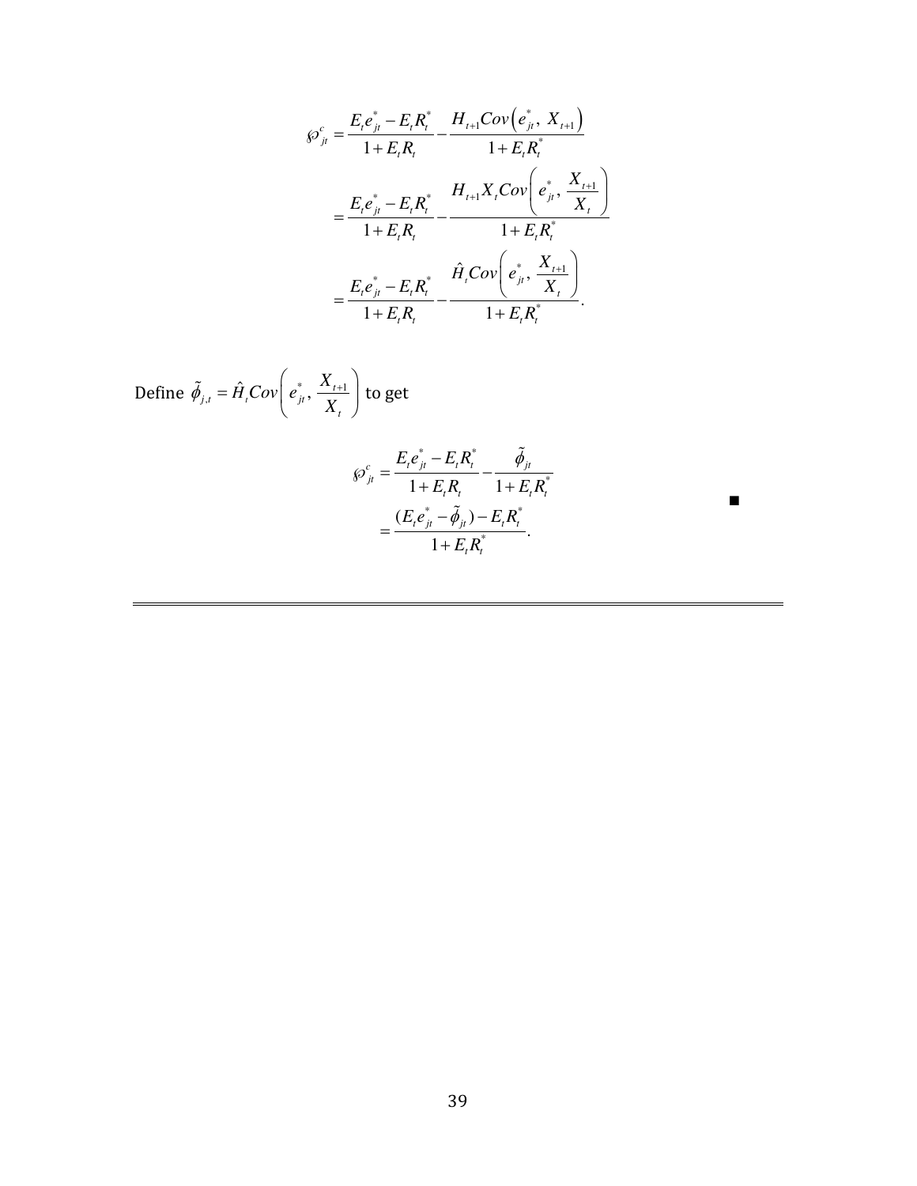$$
\begin{aligned}
\wp^{c}_{jt} &= \frac{E_t e^*_{jt} - E_t R^*_t}{1 + E_t R_t} - \frac{H_{t+1} Cov\left(e^*_{jt},\ X_{t+1}\right)}{1 + E_t R^*_t} \\
&= \frac{E_t e^*_{jt} - E_t R^*_t}{1 + E_t R_t} - \frac{H_{t+1} X_t Cov\left(e^*_{jt},\ \frac{X_{t+1}}{X_t}\right)}{1 + E_t R^*_t} \\
&= \frac{E_t e^*_{jt} - E_t R^*_t}{1 + E_t R_t} - \frac{\hat{H}_t Cov\left(e^*_{jt},\ \frac{X_{t+1}}{X_t}\right)}{1 + E_t R^*_t}.
\end{aligned}
$$

Define $\tilde{\phi}_{j,t} = \hat{H}_t Cov\left(e^*_{jt},\ \frac{X_{t+1}}{X_t}\right)$ to get

$$
\begin{aligned}
\wp^{c}_{jt} &= \frac{E_t e^*_{jt} - E_t R^*_t}{1 + E_t R_t} - \frac{\tilde{\phi}_{jt}}{1 + E_t R^*_t} \\
&= \frac{(E_t e^*_{jt} - \tilde{\phi}_{jt}) - E_t R^*_t}{1 + E_t R^*_t}.
\end{aligned}
$$

■